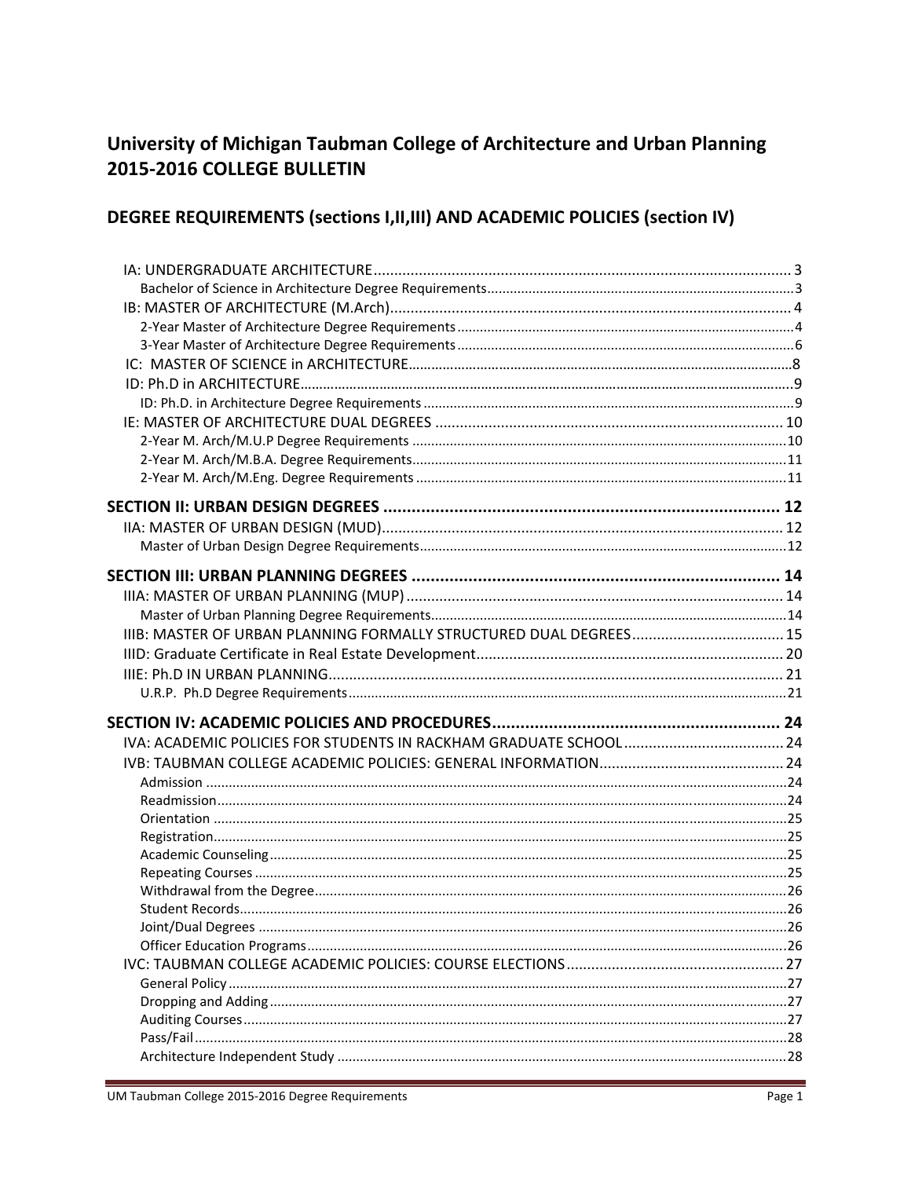# University of Michigan Taubman College of Architecture and Urban Planning 2015-2016 COLLEGE BULLETIN

## DEGREE REQUIREMENTS (sections I,II,III) AND ACADEMIC POLICIES (section IV)

- IA: UNDERGRADUATE ARCHITECTURE ..... 3
  - Bachelor of Science in Architecture Degree Requirements ..... 3
- IB: MASTER OF ARCHITECTURE (M.Arch) ..... 4
  - 2-Year Master of Architecture Degree Requirements ..... 4
  - 3-Year Master of Architecture Degree Requirements ..... 6
- IC: MASTER OF SCIENCE in ARCHITECTURE ..... 8
- ID: Ph.D in ARCHITECTURE ..... 9
  - ID: Ph.D. in Architecture Degree Requirements ..... 9
- IE: MASTER OF ARCHITECTURE DUAL DEGREES ..... 10
  - 2-Year M. Arch/M.U.P Degree Requirements ..... 10
  - 2-Year M. Arch/M.B.A. Degree Requirements ..... 11
  - 2-Year M. Arch/M.Eng. Degree Requirements ..... 11

**SECTION II: URBAN DESIGN DEGREES ..... 12**

- IIA: MASTER OF URBAN DESIGN (MUD) ..... 12
  - Master of Urban Design Degree Requirements ..... 12

**SECTION III: URBAN PLANNING DEGREES ..... 14**

- IIIA: MASTER OF URBAN PLANNING (MUP) ..... 14
  - Master of Urban Planning Degree Requirements ..... 14
- IIIB: MASTER OF URBAN PLANNING FORMALLY STRUCTURED DUAL DEGREES ..... 15
- IIID: Graduate Certificate in Real Estate Development ..... 20
- IIIE: Ph.D IN URBAN PLANNING ..... 21
  - U.R.P. Ph.D Degree Requirements ..... 21

**SECTION IV: ACADEMIC POLICIES AND PROCEDURES ..... 24**

- IVA: ACADEMIC POLICIES FOR STUDENTS IN RACKHAM GRADUATE SCHOOL ..... 24
- IVB: TAUBMAN COLLEGE ACADEMIC POLICIES: GENERAL INFORMATION ..... 24
  - Admission ..... 24
  - Readmission ..... 24
  - Orientation ..... 25
  - Registration ..... 25
  - Academic Counseling ..... 25
  - Repeating Courses ..... 25
  - Withdrawal from the Degree ..... 26
  - Student Records ..... 26
  - Joint/Dual Degrees ..... 26
  - Officer Education Programs ..... 26
- IVC: TAUBMAN COLLEGE ACADEMIC POLICIES: COURSE ELECTIONS ..... 27
  - General Policy ..... 27
  - Dropping and Adding ..... 27
  - Auditing Courses ..... 27
  - Pass/Fail ..... 28
  - Architecture Independent Study ..... 28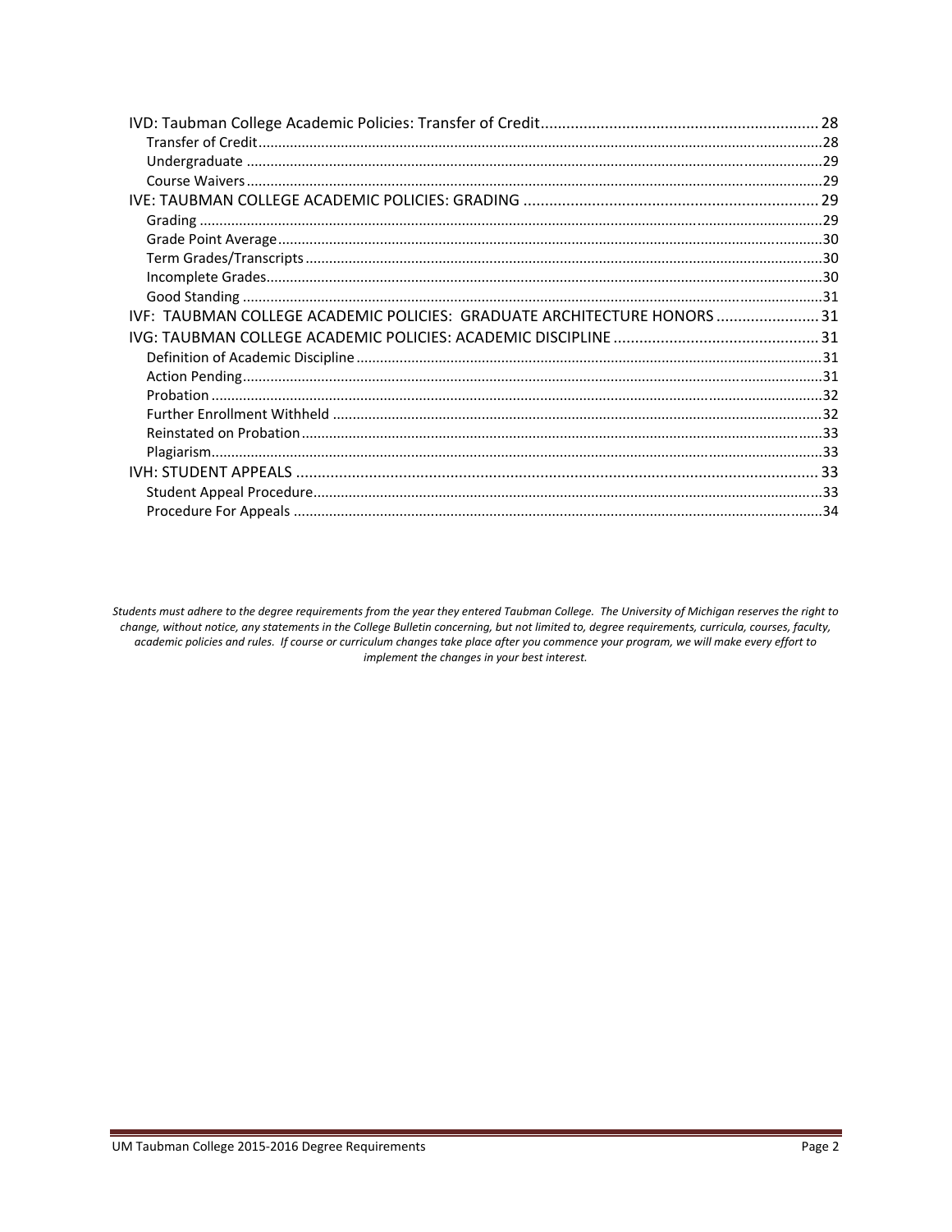IVD: Taubman College Academic Policies: Transfer of Credit ........ 28
- Transfer of Credit ........ 28
- Undergraduate ........ 29
- Course Waivers ........ 29

IVE: TAUBMAN COLLEGE ACADEMIC POLICIES: GRADING ........ 29
- Grading ........ 29
- Grade Point Average ........ 30
- Term Grades/Transcripts ........ 30
- Incomplete Grades ........ 30
- Good Standing ........ 31

IVF: TAUBMAN COLLEGE ACADEMIC POLICIES: GRADUATE ARCHITECTURE HONORS ........ 31

IVG: TAUBMAN COLLEGE ACADEMIC POLICIES: ACADEMIC DISCIPLINE ........ 31
- Definition of Academic Discipline ........ 31
- Action Pending ........ 31
- Probation ........ 32
- Further Enrollment Withheld ........ 32
- Reinstated on Probation ........ 33
- Plagiarism ........ 33

IVH: STUDENT APPEALS ........ 33
- Student Appeal Procedure ........ 33
- Procedure For Appeals ........ 34

*Students must adhere to the degree requirements from the year they entered Taubman College. The University of Michigan reserves the right to change, without notice, any statements in the College Bulletin concerning, but not limited to, degree requirements, curricula, courses, faculty, academic policies and rules. If course or curriculum changes take place after you commence your program, we will make every effort to implement the changes in your best interest.*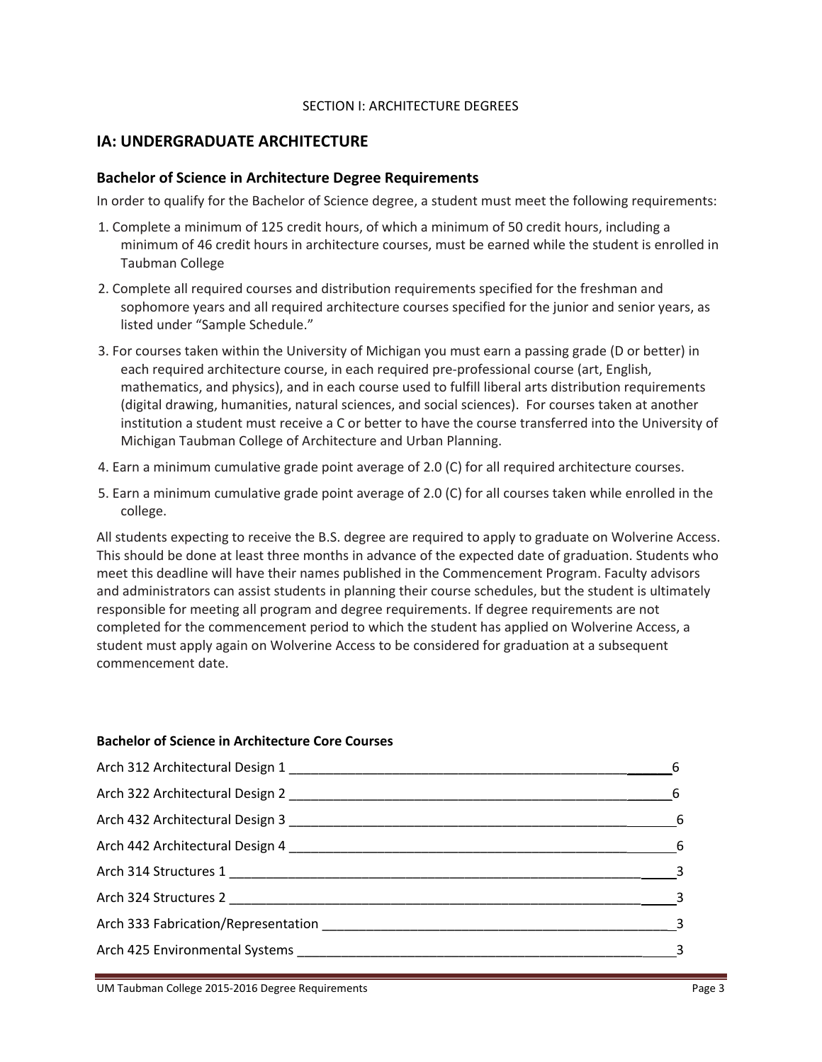SECTION I: ARCHITECTURE DEGREES

## IA: UNDERGRADUATE ARCHITECTURE

### Bachelor of Science in Architecture Degree Requirements

In order to qualify for the Bachelor of Science degree, a student must meet the following requirements:

1. Complete a minimum of 125 credit hours, of which a minimum of 50 credit hours, including a minimum of 46 credit hours in architecture courses, must be earned while the student is enrolled in Taubman College
2. Complete all required courses and distribution requirements specified for the freshman and sophomore years and all required architecture courses specified for the junior and senior years, as listed under "Sample Schedule."
3. For courses taken within the University of Michigan you must earn a passing grade (D or better) in each required architecture course, in each required pre-professional course (art, English, mathematics, and physics), and in each course used to fulfill liberal arts distribution requirements (digital drawing, humanities, natural sciences, and social sciences). For courses taken at another institution a student must receive a C or better to have the course transferred into the University of Michigan Taubman College of Architecture and Urban Planning.
4. Earn a minimum cumulative grade point average of 2.0 (C) for all required architecture courses.
5. Earn a minimum cumulative grade point average of 2.0 (C) for all courses taken while enrolled in the college.

All students expecting to receive the B.S. degree are required to apply to graduate on Wolverine Access. This should be done at least three months in advance of the expected date of graduation. Students who meet this deadline will have their names published in the Commencement Program. Faculty advisors and administrators can assist students in planning their course schedules, but the student is ultimately responsible for meeting all program and degree requirements. If degree requirements are not completed for the commencement period to which the student has applied on Wolverine Access, a student must apply again on Wolverine Access to be considered for graduation at a subsequent commencement date.

**Bachelor of Science in Architecture Core Courses**

| Course | Credits |
|---|---|
| Arch 312 Architectural Design 1 | 6 |
| Arch 322 Architectural Design 2 | 6 |
| Arch 432 Architectural Design 3 | 6 |
| Arch 442 Architectural Design 4 | 6 |
| Arch 314 Structures 1 | 3 |
| Arch 324 Structures 2 | 3 |
| Arch 333 Fabrication/Representation | 3 |
| Arch 425 Environmental Systems | 3 |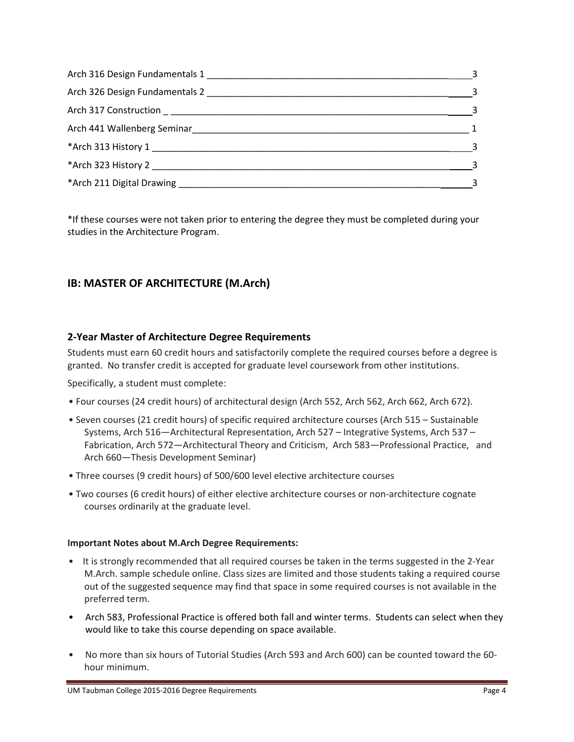| Course | Credits |
| --- | --- |
| Arch 316 Design Fundamentals 1 | 3 |
| Arch 326 Design Fundamentals 2 | 3 |
| Arch 317 Construction | 3 |
| Arch 441 Wallenberg Seminar | 1 |
| *Arch 313 History 1 | 3 |
| *Arch 323 History 2 | 3 |
| *Arch 211 Digital Drawing | 3 |

*If these courses were not taken prior to entering the degree they must be completed during your studies in the Architecture Program.

## IB: MASTER OF ARCHITECTURE (M.Arch)

### 2-Year Master of Architecture Degree Requirements

Students must earn 60 credit hours and satisfactorily complete the required courses before a degree is granted. No transfer credit is accepted for graduate level coursework from other institutions.

Specifically, a student must complete:

- Four courses (24 credit hours) of architectural design (Arch 552, Arch 562, Arch 662, Arch 672).
- Seven courses (21 credit hours) of specific required architecture courses (Arch 515 – Sustainable Systems, Arch 516—Architectural Representation, Arch 527 – Integrative Systems, Arch 537 – Fabrication, Arch 572—Architectural Theory and Criticism, Arch 583—Professional Practice, and Arch 660—Thesis Development Seminar)
- Three courses (9 credit hours) of 500/600 level elective architecture courses
- Two courses (6 credit hours) of either elective architecture courses or non-architecture cognate courses ordinarily at the graduate level.

**Important Notes about M.Arch Degree Requirements:**

- It is strongly recommended that all required courses be taken in the terms suggested in the 2-Year M.Arch. sample schedule online. Class sizes are limited and those students taking a required course out of the suggested sequence may find that space in some required courses is not available in the preferred term.
- Arch 583, Professional Practice is offered both fall and winter terms. Students can select when they would like to take this course depending on space available.
- No more than six hours of Tutorial Studies (Arch 593 and Arch 600) can be counted toward the 60-hour minimum.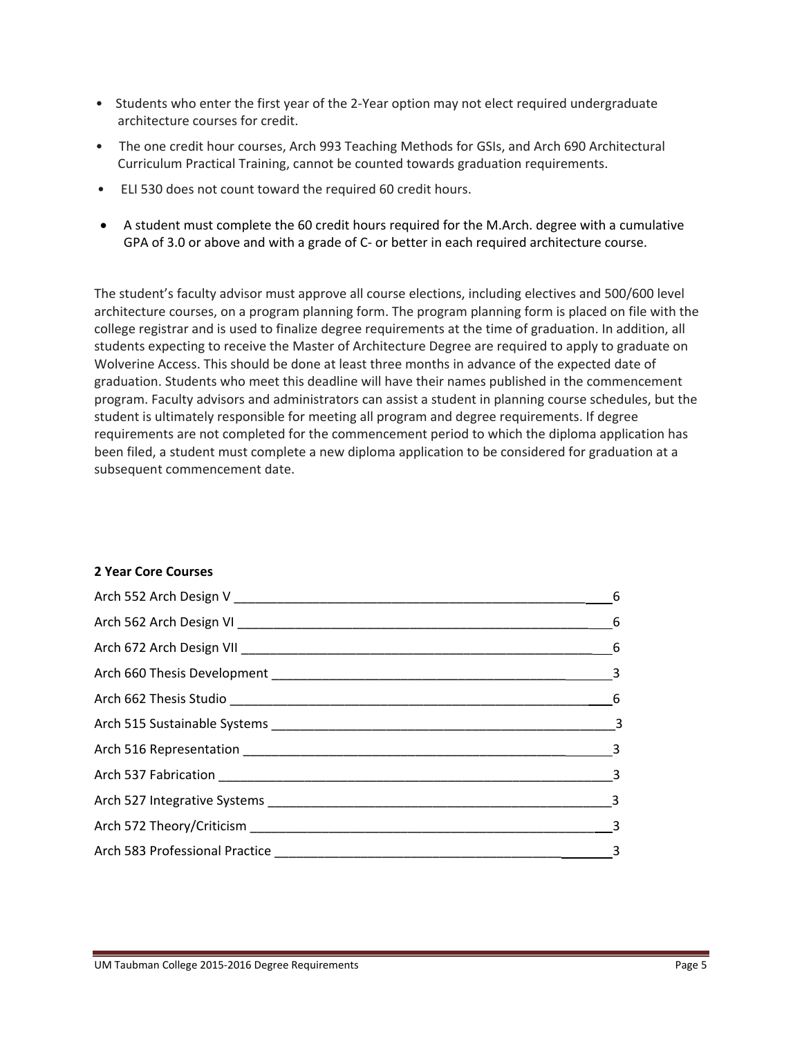- Students who enter the first year of the 2-Year option may not elect required undergraduate architecture courses for credit.
- The one credit hour courses, Arch 993 Teaching Methods for GSIs, and Arch 690 Architectural Curriculum Practical Training, cannot be counted towards graduation requirements.
- ELI 530 does not count toward the required 60 credit hours.
- A student must complete the 60 credit hours required for the M.Arch. degree with a cumulative GPA of 3.0 or above and with a grade of C- or better in each required architecture course.

The student's faculty advisor must approve all course elections, including electives and 500/600 level architecture courses, on a program planning form. The program planning form is placed on file with the college registrar and is used to finalize degree requirements at the time of graduation. In addition, all students expecting to receive the Master of Architecture Degree are required to apply to graduate on Wolverine Access. This should be done at least three months in advance of the expected date of graduation. Students who meet this deadline will have their names published in the commencement program. Faculty advisors and administrators can assist a student in planning course schedules, but the student is ultimately responsible for meeting all program and degree requirements. If degree requirements are not completed for the commencement period to which the diploma application has been filed, a student must complete a new diploma application to be considered for graduation at a subsequent commencement date.

**2 Year Core Courses**

| Course | Credits |
|---|---|
| Arch 552 Arch Design V | 6 |
| Arch 562 Arch Design VI | 6 |
| Arch 672 Arch Design VII | 6 |
| Arch 660 Thesis Development | 3 |
| Arch 662 Thesis Studio | 6 |
| Arch 515 Sustainable Systems | 3 |
| Arch 516 Representation | 3 |
| Arch 537 Fabrication | 3 |
| Arch 527 Integrative Systems | 3 |
| Arch 572 Theory/Criticism | 3 |
| Arch 583 Professional Practice | 3 |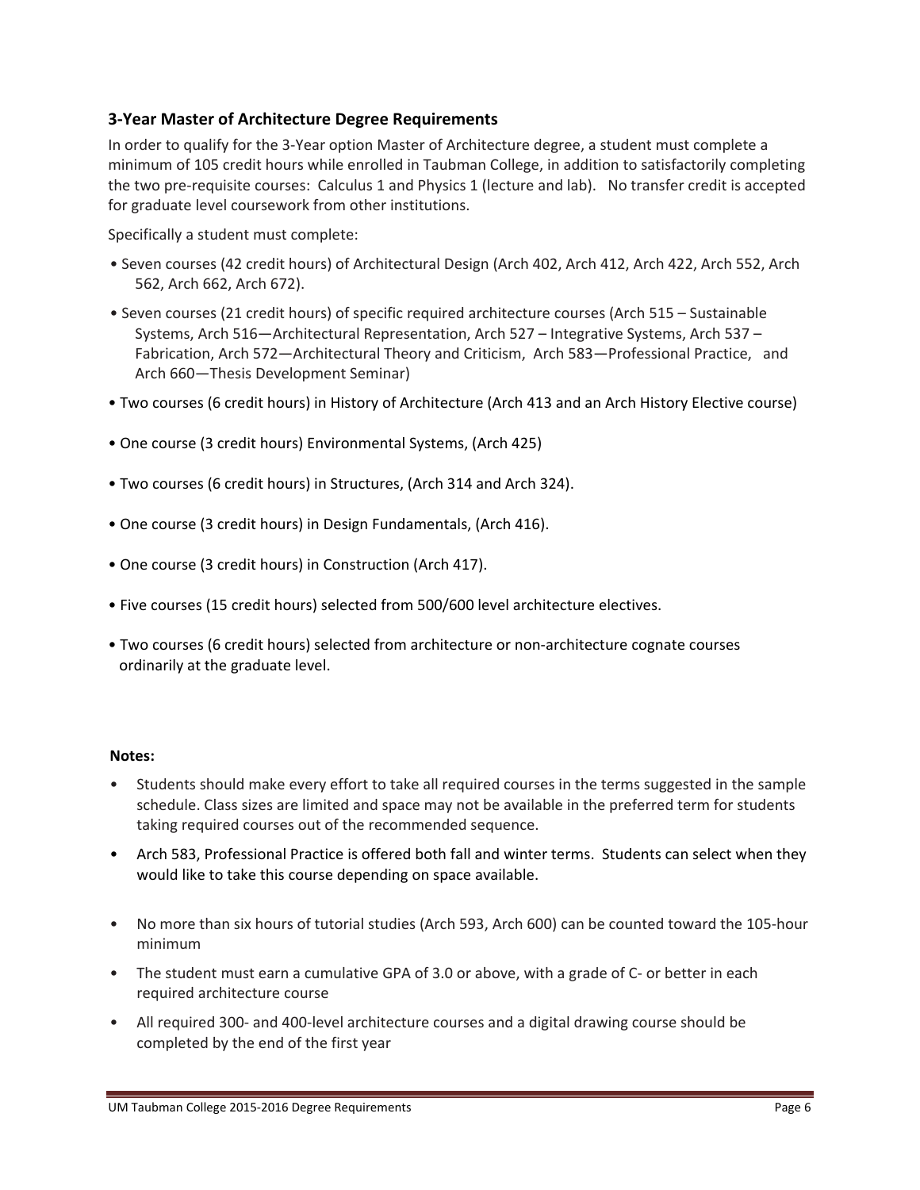### 3-Year Master of Architecture Degree Requirements

In order to qualify for the 3-Year option Master of Architecture degree, a student must complete a minimum of 105 credit hours while enrolled in Taubman College, in addition to satisfactorily completing the two pre-requisite courses: Calculus 1 and Physics 1 (lecture and lab). No transfer credit is accepted for graduate level coursework from other institutions.

Specifically a student must complete:

- Seven courses (42 credit hours) of Architectural Design (Arch 402, Arch 412, Arch 422, Arch 552, Arch 562, Arch 662, Arch 672).
- Seven courses (21 credit hours) of specific required architecture courses (Arch 515 – Sustainable Systems, Arch 516—Architectural Representation, Arch 527 – Integrative Systems, Arch 537 – Fabrication, Arch 572—Architectural Theory and Criticism, Arch 583—Professional Practice, and Arch 660—Thesis Development Seminar)
- Two courses (6 credit hours) in History of Architecture (Arch 413 and an Arch History Elective course)
- One course (3 credit hours) Environmental Systems, (Arch 425)
- Two courses (6 credit hours) in Structures, (Arch 314 and Arch 324).
- One course (3 credit hours) in Design Fundamentals, (Arch 416).
- One course (3 credit hours) in Construction (Arch 417).
- Five courses (15 credit hours) selected from 500/600 level architecture electives.
- Two courses (6 credit hours) selected from architecture or non-architecture cognate courses ordinarily at the graduate level.

**Notes:**

- Students should make every effort to take all required courses in the terms suggested in the sample schedule. Class sizes are limited and space may not be available in the preferred term for students taking required courses out of the recommended sequence.
- Arch 583, Professional Practice is offered both fall and winter terms. Students can select when they would like to take this course depending on space available.
- No more than six hours of tutorial studies (Arch 593, Arch 600) can be counted toward the 105-hour minimum
- The student must earn a cumulative GPA of 3.0 or above, with a grade of C- or better in each required architecture course
- All required 300- and 400-level architecture courses and a digital drawing course should be completed by the end of the first year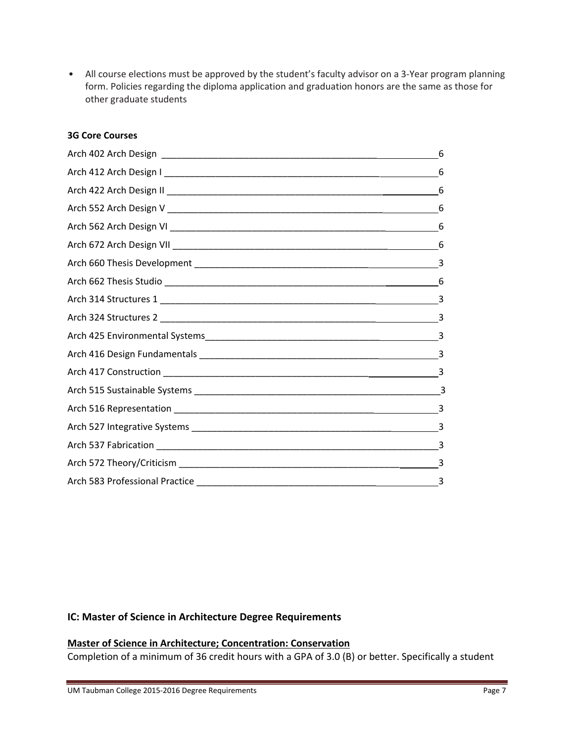- All course elections must be approved by the student's faculty advisor on a 3-Year program planning form. Policies regarding the diploma application and graduation honors are the same as those for other graduate students

**3G Core Courses**

| Course | Credits |
| --- | --- |
| Arch 402 Arch Design | 6 |
| Arch 412 Arch Design I | 6 |
| Arch 422 Arch Design II | 6 |
| Arch 552 Arch Design V | 6 |
| Arch 562 Arch Design VI | 6 |
| Arch 672 Arch Design VII | 6 |
| Arch 660 Thesis Development | 3 |
| Arch 662 Thesis Studio | 6 |
| Arch 314 Structures 1 | 3 |
| Arch 324 Structures 2 | 3 |
| Arch 425 Environmental Systems | 3 |
| Arch 416 Design Fundamentals | 3 |
| Arch 417 Construction | 3 |
| Arch 515 Sustainable Systems | 3 |
| Arch 516 Representation | 3 |
| Arch 527 Integrative Systems | 3 |
| Arch 537 Fabrication | 3 |
| Arch 572 Theory/Criticism | 3 |
| Arch 583 Professional Practice | 3 |

## IC: Master of Science in Architecture Degree Requirements

**Master of Science in Architecture; Concentration: Conservation**

Completion of a minimum of 36 credit hours with a GPA of 3.0 (B) or better. Specifically a student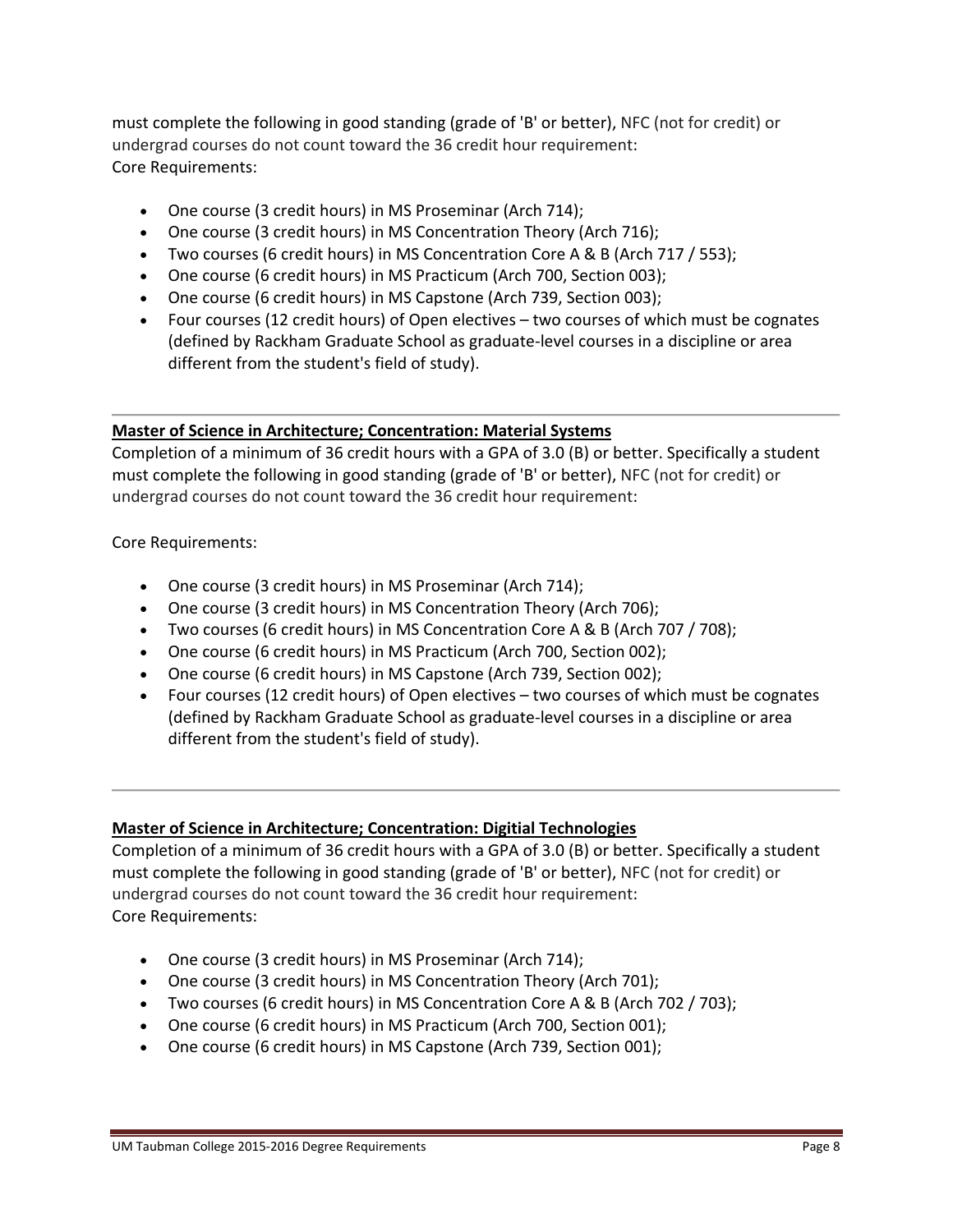must complete the following in good standing (grade of 'B' or better), NFC (not for credit) or undergrad courses do not count toward the 36 credit hour requirement:
Core Requirements:

- One course (3 credit hours) in MS Proseminar (Arch 714);
- One course (3 credit hours) in MS Concentration Theory (Arch 716);
- Two courses (6 credit hours) in MS Concentration Core A & B (Arch 717 / 553);
- One course (6 credit hours) in MS Practicum (Arch 700, Section 003);
- One course (6 credit hours) in MS Capstone (Arch 739, Section 003);
- Four courses (12 credit hours) of Open electives – two courses of which must be cognates (defined by Rackham Graduate School as graduate-level courses in a discipline or area different from the student's field of study).

---

**Master of Science in Architecture; Concentration: Material Systems**

Completion of a minimum of 36 credit hours with a GPA of 3.0 (B) or better. Specifically a student must complete the following in good standing (grade of 'B' or better), NFC (not for credit) or undergrad courses do not count toward the 36 credit hour requirement:

Core Requirements:

- One course (3 credit hours) in MS Proseminar (Arch 714);
- One course (3 credit hours) in MS Concentration Theory (Arch 706);
- Two courses (6 credit hours) in MS Concentration Core A & B (Arch 707 / 708);
- One course (6 credit hours) in MS Practicum (Arch 700, Section 002);
- One course (6 credit hours) in MS Capstone (Arch 739, Section 002);
- Four courses (12 credit hours) of Open electives – two courses of which must be cognates (defined by Rackham Graduate School as graduate-level courses in a discipline or area different from the student's field of study).

---

**Master of Science in Architecture; Concentration: Digitial Technologies**

Completion of a minimum of 36 credit hours with a GPA of 3.0 (B) or better. Specifically a student must complete the following in good standing (grade of 'B' or better), NFC (not for credit) or undergrad courses do not count toward the 36 credit hour requirement:
Core Requirements:

- One course (3 credit hours) in MS Proseminar (Arch 714);
- One course (3 credit hours) in MS Concentration Theory (Arch 701);
- Two courses (6 credit hours) in MS Concentration Core A & B (Arch 702 / 703);
- One course (6 credit hours) in MS Practicum (Arch 700, Section 001);
- One course (6 credit hours) in MS Capstone (Arch 739, Section 001);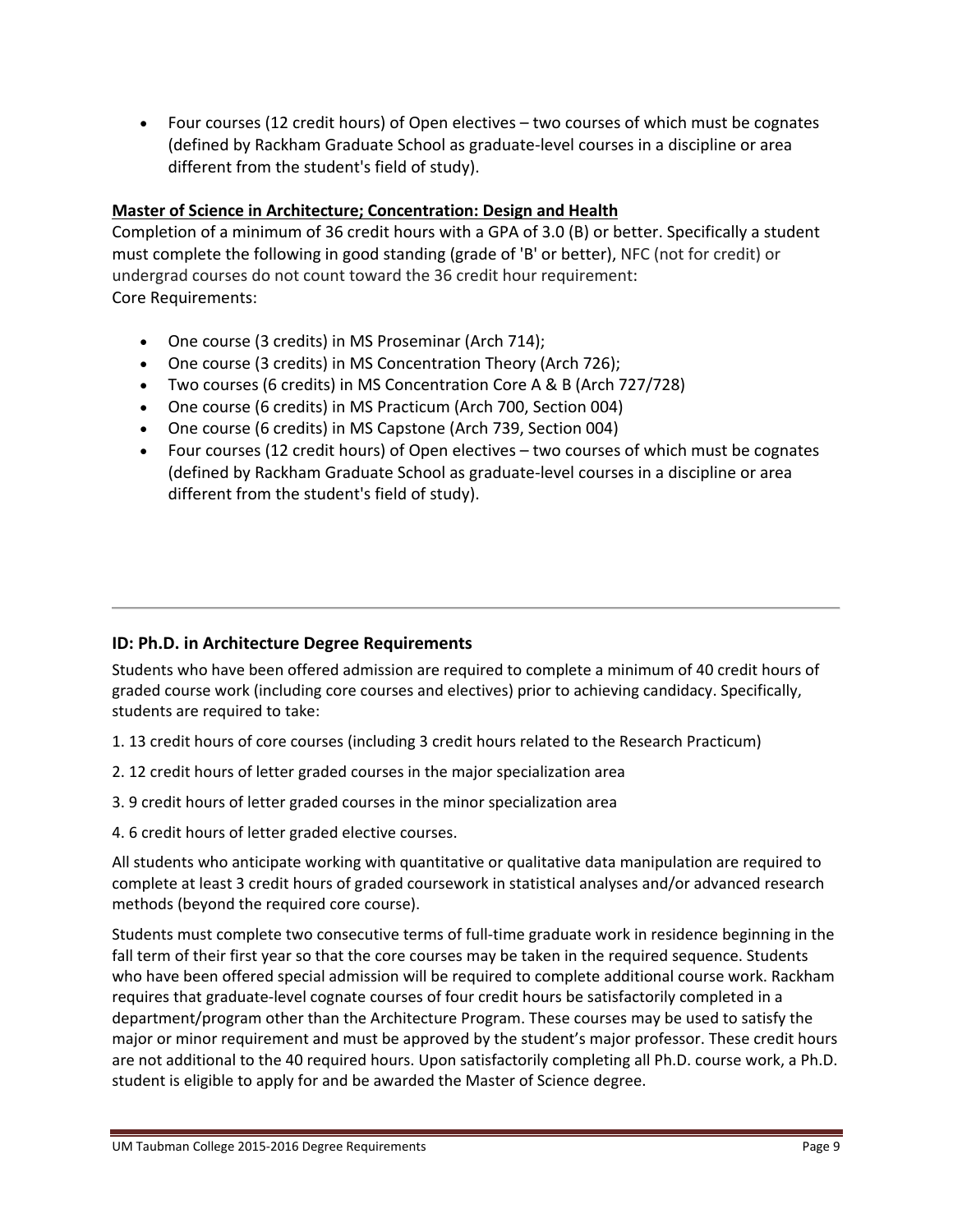- Four courses (12 credit hours) of Open electives – two courses of which must be cognates (defined by Rackham Graduate School as graduate-level courses in a discipline or area different from the student's field of study).

**Master of Science in Architecture; Concentration: Design and Health**

Completion of a minimum of 36 credit hours with a GPA of 3.0 (B) or better. Specifically a student must complete the following in good standing (grade of 'B' or better), NFC (not for credit) or undergrad courses do not count toward the 36 credit hour requirement:

Core Requirements:

- One course (3 credits) in MS Proseminar (Arch 714);
- One course (3 credits) in MS Concentration Theory (Arch 726);
- Two courses (6 credits) in MS Concentration Core A & B (Arch 727/728)
- One course (6 credits) in MS Practicum (Arch 700, Section 004)
- One course (6 credits) in MS Capstone (Arch 739, Section 004)
- Four courses (12 credit hours) of Open electives – two courses of which must be cognates (defined by Rackham Graduate School as graduate-level courses in a discipline or area different from the student's field of study).

---

## ID: Ph.D. in Architecture Degree Requirements

Students who have been offered admission are required to complete a minimum of 40 credit hours of graded course work (including core courses and electives) prior to achieving candidacy. Specifically, students are required to take:

1. 13 credit hours of core courses (including 3 credit hours related to the Research Practicum)
2. 12 credit hours of letter graded courses in the major specialization area
3. 9 credit hours of letter graded courses in the minor specialization area
4. 6 credit hours of letter graded elective courses.

All students who anticipate working with quantitative or qualitative data manipulation are required to complete at least 3 credit hours of graded coursework in statistical analyses and/or advanced research methods (beyond the required core course).

Students must complete two consecutive terms of full-time graduate work in residence beginning in the fall term of their first year so that the core courses may be taken in the required sequence. Students who have been offered special admission will be required to complete additional course work. Rackham requires that graduate-level cognate courses of four credit hours be satisfactorily completed in a department/program other than the Architecture Program. These courses may be used to satisfy the major or minor requirement and must be approved by the student's major professor. These credit hours are not additional to the 40 required hours. Upon satisfactorily completing all Ph.D. course work, a Ph.D. student is eligible to apply for and be awarded the Master of Science degree.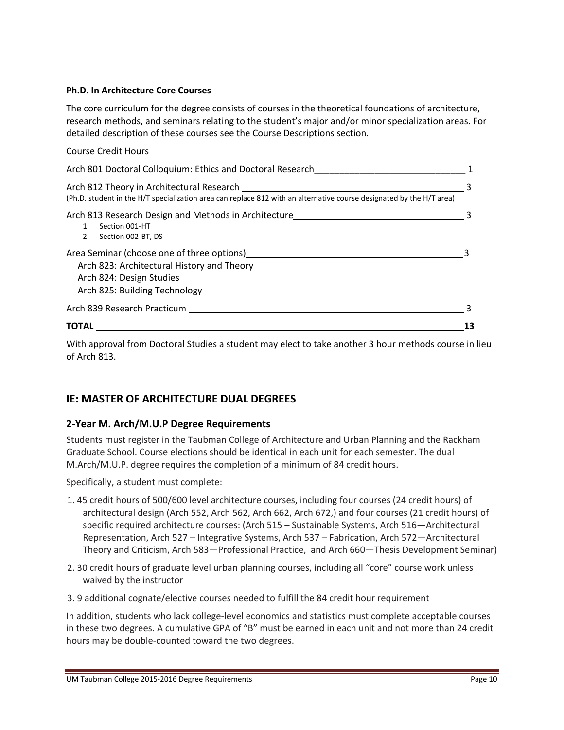**Ph.D. In Architecture Core Courses**

The core curriculum for the degree consists of courses in the theoretical foundations of architecture, research methods, and seminars relating to the student's major and/or minor specialization areas. For detailed description of these courses see the Course Descriptions section.

| Course | Credit Hours |
|---|---|
| Arch 801 Doctoral Colloquium: Ethics and Doctoral Research | 1 |
| Arch 812 Theory in Architectural Research<br>(Ph.D. student in the H/T specialization area can replace 812 with an alternative course designated by the H/T area) | 3 |
| Arch 813 Research Design and Methods in Architecture<br>1. Section 001-HT<br>2. Section 002-BT, DS | 3 |
| Area Seminar (choose one of three options)<br>Arch 823: Architectural History and Theory<br>Arch 824: Design Studies<br>Arch 825: Building Technology | 3 |
| Arch 839 Research Practicum | 3 |
| **TOTAL** | **13** |

With approval from Doctoral Studies a student may elect to take another 3 hour methods course in lieu of Arch 813.

## IE: MASTER OF ARCHITECTURE DUAL DEGREES

### 2-Year M. Arch/M.U.P Degree Requirements

Students must register in the Taubman College of Architecture and Urban Planning and the Rackham Graduate School. Course elections should be identical in each unit for each semester. The dual M.Arch/M.U.P. degree requires the completion of a minimum of 84 credit hours.

Specifically, a student must complete:

1. 45 credit hours of 500/600 level architecture courses, including four courses (24 credit hours) of architectural design (Arch 552, Arch 562, Arch 662, Arch 672,) and four courses (21 credit hours) of specific required architecture courses: (Arch 515 – Sustainable Systems, Arch 516—Architectural Representation, Arch 527 – Integrative Systems, Arch 537 – Fabrication, Arch 572—Architectural Theory and Criticism, Arch 583—Professional Practice, and Arch 660—Thesis Development Seminar)
2. 30 credit hours of graduate level urban planning courses, including all "core" course work unless waived by the instructor
3. 9 additional cognate/elective courses needed to fulfill the 84 credit hour requirement

In addition, students who lack college-level economics and statistics must complete acceptable courses in these two degrees. A cumulative GPA of "B" must be earned in each unit and not more than 24 credit hours may be double-counted toward the two degrees.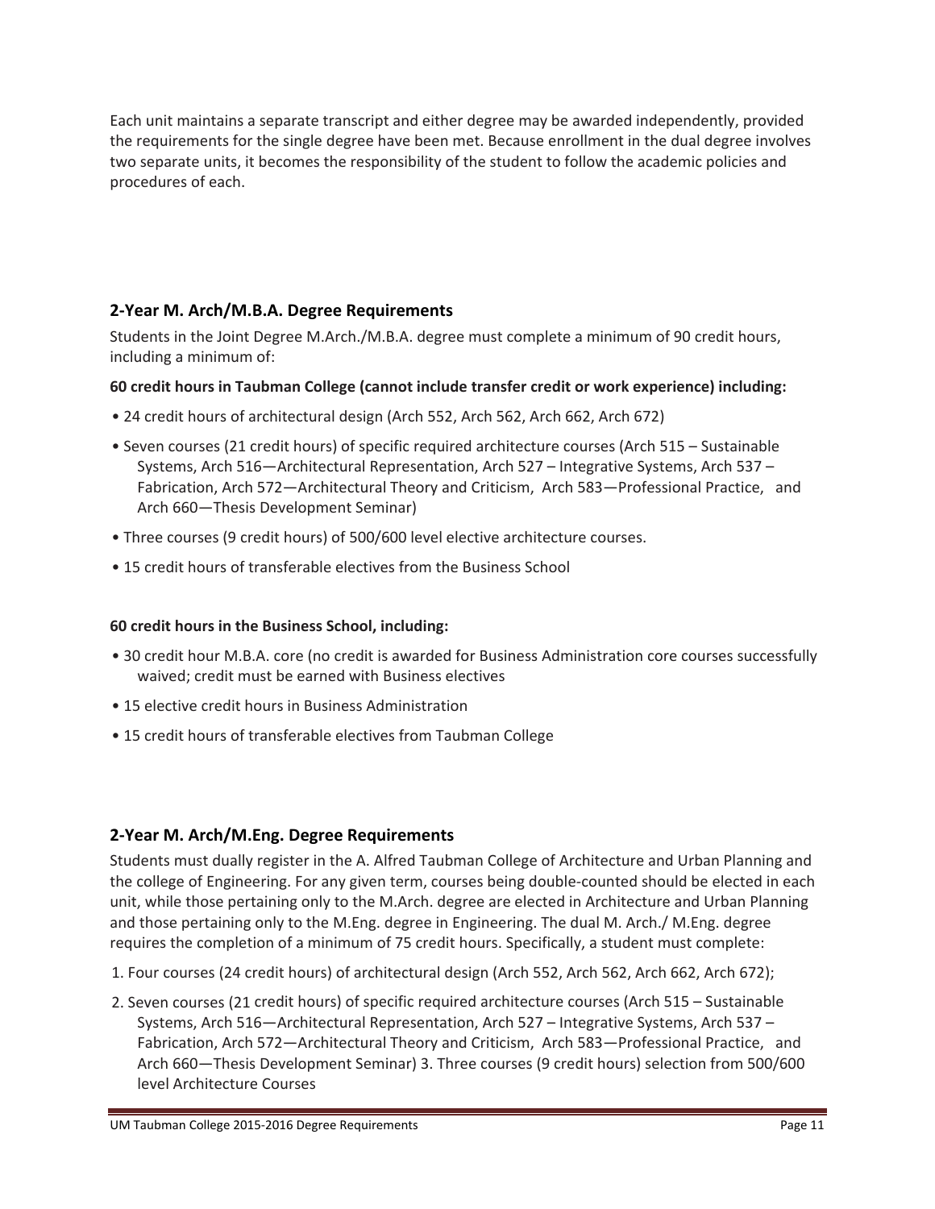Each unit maintains a separate transcript and either degree may be awarded independently, provided the requirements for the single degree have been met. Because enrollment in the dual degree involves two separate units, it becomes the responsibility of the student to follow the academic policies and procedures of each.

## 2-Year M. Arch/M.B.A. Degree Requirements

Students in the Joint Degree M.Arch./M.B.A. degree must complete a minimum of 90 credit hours, including a minimum of:

**60 credit hours in Taubman College (cannot include transfer credit or work experience) including:**

- 24 credit hours of architectural design (Arch 552, Arch 562, Arch 662, Arch 672)
- Seven courses (21 credit hours) of specific required architecture courses (Arch 515 – Sustainable Systems, Arch 516—Architectural Representation, Arch 527 – Integrative Systems, Arch 537 – Fabrication, Arch 572—Architectural Theory and Criticism, Arch 583—Professional Practice, and Arch 660—Thesis Development Seminar)
- Three courses (9 credit hours) of 500/600 level elective architecture courses.
- 15 credit hours of transferable electives from the Business School

**60 credit hours in the Business School, including:**

- 30 credit hour M.B.A. core (no credit is awarded for Business Administration core courses successfully waived; credit must be earned with Business electives
- 15 elective credit hours in Business Administration
- 15 credit hours of transferable electives from Taubman College

## 2-Year M. Arch/M.Eng. Degree Requirements

Students must dually register in the A. Alfred Taubman College of Architecture and Urban Planning and the college of Engineering. For any given term, courses being double-counted should be elected in each unit, while those pertaining only to the M.Arch. degree are elected in Architecture and Urban Planning and those pertaining only to the M.Eng. degree in Engineering. The dual M. Arch./ M.Eng. degree requires the completion of a minimum of 75 credit hours. Specifically, a student must complete:

1. Four courses (24 credit hours) of architectural design (Arch 552, Arch 562, Arch 662, Arch 672);
2. Seven courses (21 credit hours) of specific required architecture courses (Arch 515 – Sustainable Systems, Arch 516—Architectural Representation, Arch 527 – Integrative Systems, Arch 537 – Fabrication, Arch 572—Architectural Theory and Criticism, Arch 583—Professional Practice, and Arch 660—Thesis Development Seminar) 3. Three courses (9 credit hours) selection from 500/600 level Architecture Courses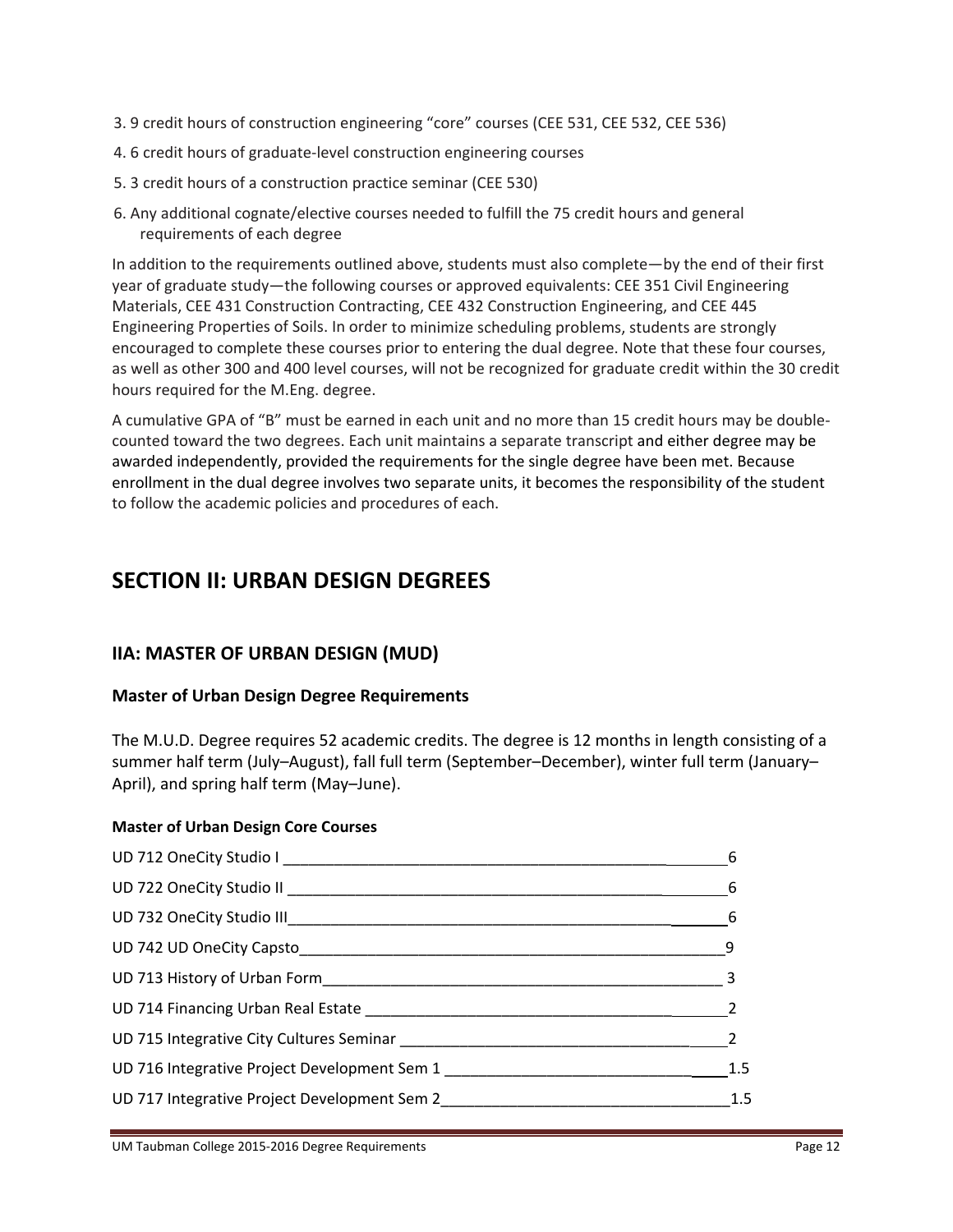3. 9 credit hours of construction engineering "core" courses (CEE 531, CEE 532, CEE 536)
4. 6 credit hours of graduate-level construction engineering courses
5. 3 credit hours of a construction practice seminar (CEE 530)
6. Any additional cognate/elective courses needed to fulfill the 75 credit hours and general requirements of each degree

In addition to the requirements outlined above, students must also complete—by the end of their first year of graduate study—the following courses or approved equivalents: CEE 351 Civil Engineering Materials, CEE 431 Construction Contracting, CEE 432 Construction Engineering, and CEE 445 Engineering Properties of Soils. In order to minimize scheduling problems, students are strongly encouraged to complete these courses prior to entering the dual degree. Note that these four courses, as well as other 300 and 400 level courses, will not be recognized for graduate credit within the 30 credit hours required for the M.Eng. degree.

A cumulative GPA of "B" must be earned in each unit and no more than 15 credit hours may be double-counted toward the two degrees. Each unit maintains a separate transcript and either degree may be awarded independently, provided the requirements for the single degree have been met. Because enrollment in the dual degree involves two separate units, it becomes the responsibility of the student to follow the academic policies and procedures of each.

# SECTION II: URBAN DESIGN DEGREES

## IIA: MASTER OF URBAN DESIGN (MUD)

### Master of Urban Design Degree Requirements

The M.U.D. Degree requires 52 academic credits. The degree is 12 months in length consisting of a summer half term (July–August), fall full term (September–December), winter full term (January–April), and spring half term (May–June).

#### Master of Urban Design Core Courses

| Course | Credits |
|---|---|
| UD 712 OneCity Studio I | 6 |
| UD 722 OneCity Studio II | 6 |
| UD 732 OneCity Studio III | 6 |
| UD 742 UD OneCity Capsto | 9 |
| UD 713 History of Urban Form | 3 |
| UD 714 Financing Urban Real Estate | 2 |
| UD 715 Integrative City Cultures Seminar | 2 |
| UD 716 Integrative Project Development Sem 1 | 1.5 |
| UD 717 Integrative Project Development Sem 2 | 1.5 |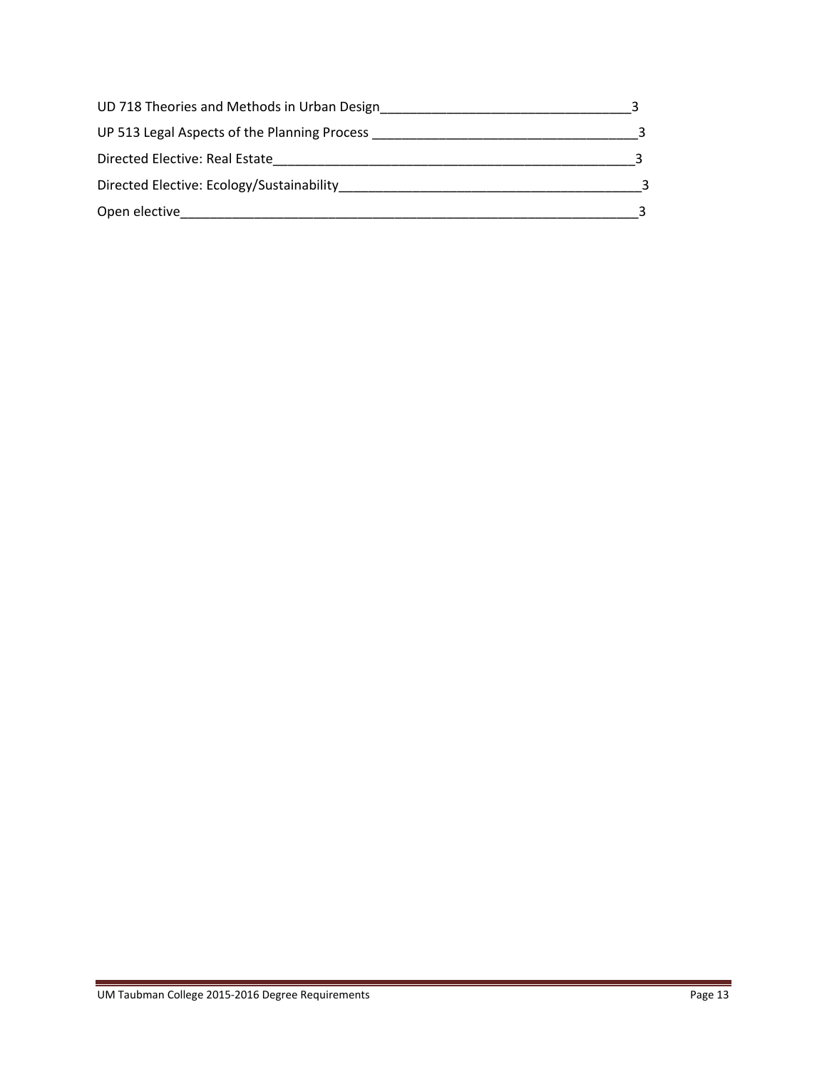UD 718 Theories and Methods in Urban Design__________________________________3

UP 513 Legal Aspects of the Planning Process ____________________________________3

Directed Elective: Real Estate________________________________________________3

Directed Elective: Ecology/Sustainability_________________________________________3

Open elective______________________________________________________________3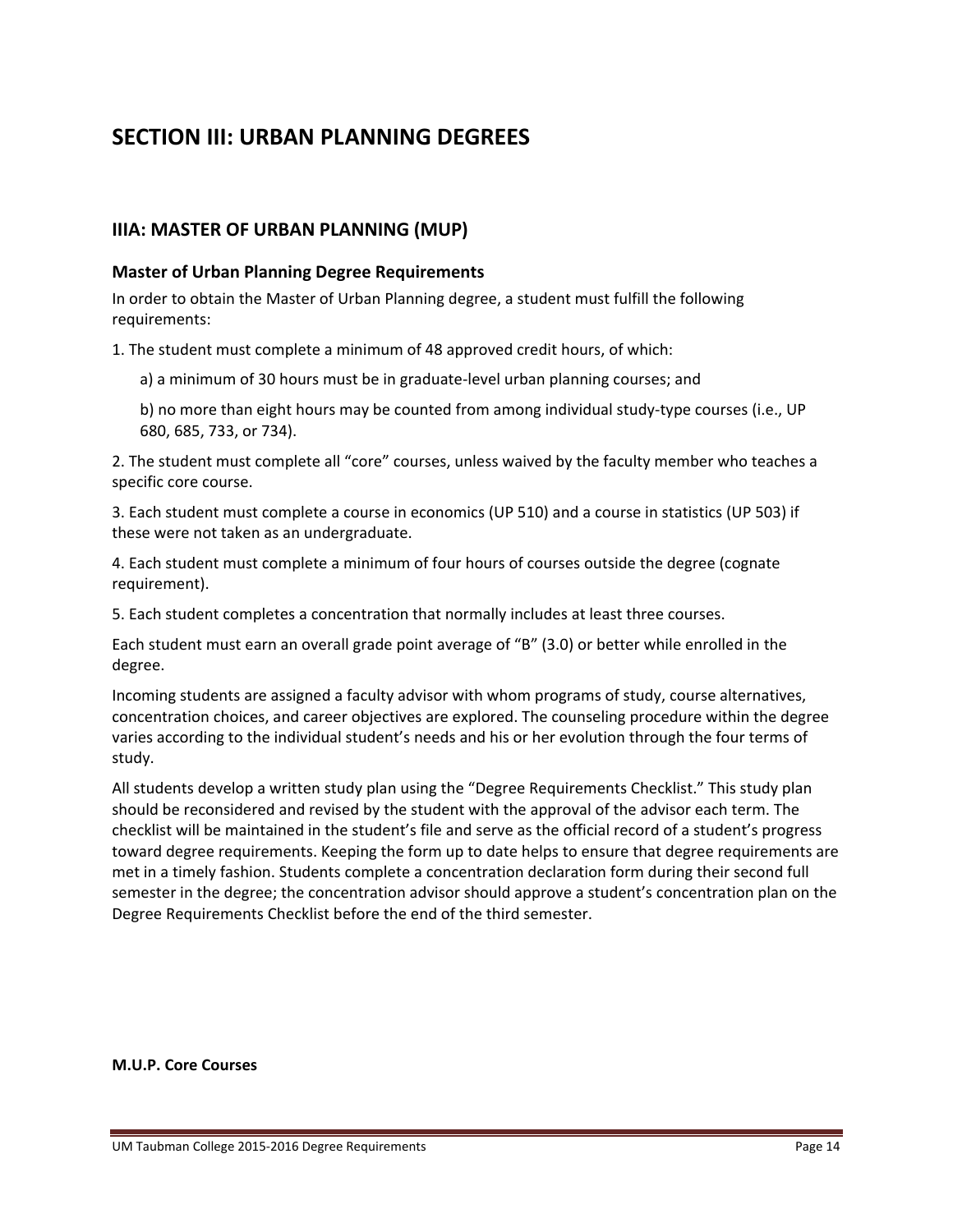# SECTION III: URBAN PLANNING DEGREES

## IIIA: MASTER OF URBAN PLANNING (MUP)

### Master of Urban Planning Degree Requirements

In order to obtain the Master of Urban Planning degree, a student must fulfill the following requirements:

1. The student must complete a minimum of 48 approved credit hours, of which:

    a) a minimum of 30 hours must be in graduate-level urban planning courses; and

    b) no more than eight hours may be counted from among individual study-type courses (i.e., UP 680, 685, 733, or 734).

2. The student must complete all "core" courses, unless waived by the faculty member who teaches a specific core course.

3. Each student must complete a course in economics (UP 510) and a course in statistics (UP 503) if these were not taken as an undergraduate.

4. Each student must complete a minimum of four hours of courses outside the degree (cognate requirement).

5. Each student completes a concentration that normally includes at least three courses.

Each student must earn an overall grade point average of "B" (3.0) or better while enrolled in the degree.

Incoming students are assigned a faculty advisor with whom programs of study, course alternatives, concentration choices, and career objectives are explored. The counseling procedure within the degree varies according to the individual student's needs and his or her evolution through the four terms of study.

All students develop a written study plan using the "Degree Requirements Checklist." This study plan should be reconsidered and revised by the student with the approval of the advisor each term. The checklist will be maintained in the student's file and serve as the official record of a student's progress toward degree requirements. Keeping the form up to date helps to ensure that degree requirements are met in a timely fashion. Students complete a concentration declaration form during their second full semester in the degree; the concentration advisor should approve a student's concentration plan on the Degree Requirements Checklist before the end of the third semester.

**M.U.P. Core Courses**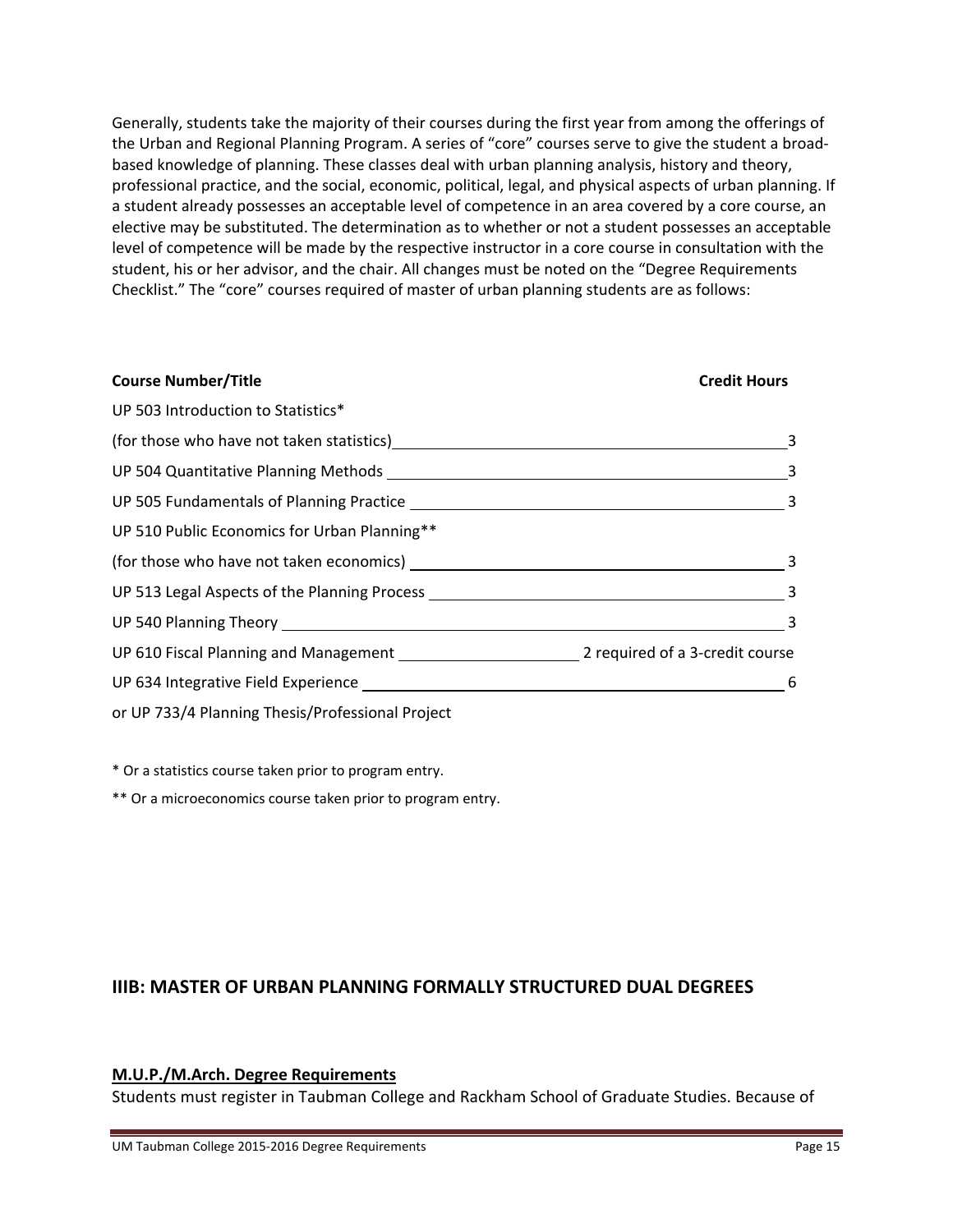Generally, students take the majority of their courses during the first year from among the offerings of the Urban and Regional Planning Program. A series of "core" courses serve to give the student a broad-based knowledge of planning. These classes deal with urban planning analysis, history and theory, professional practice, and the social, economic, political, legal, and physical aspects of urban planning. If a student already possesses an acceptable level of competence in an area covered by a core course, an elective may be substituted. The determination as to whether or not a student possesses an acceptable level of competence will be made by the respective instructor in a core course in consultation with the student, his or her advisor, and the chair. All changes must be noted on the "Degree Requirements Checklist." The "core" courses required of master of urban planning students are as follows:

| Course Number/Title | Credit Hours |
|---|---|
| UP 503 Introduction to Statistics* (for those who have not taken statistics) | 3 |
| UP 504 Quantitative Planning Methods | 3 |
| UP 505 Fundamentals of Planning Practice | 3 |
| UP 510 Public Economics for Urban Planning** (for those who have not taken economics) | 3 |
| UP 513 Legal Aspects of the Planning Process | 3 |
| UP 540 Planning Theory | 3 |
| UP 610 Fiscal Planning and Management | 2 required of a 3-credit course |
| UP 634 Integrative Field Experience or UP 733/4 Planning Thesis/Professional Project | 6 |

* Or a statistics course taken prior to program entry.

** Or a microeconomics course taken prior to program entry.

## IIIB: MASTER OF URBAN PLANNING FORMALLY STRUCTURED DUAL DEGREES

### M.U.P./M.Arch. Degree Requirements

Students must register in Taubman College and Rackham School of Graduate Studies. Because of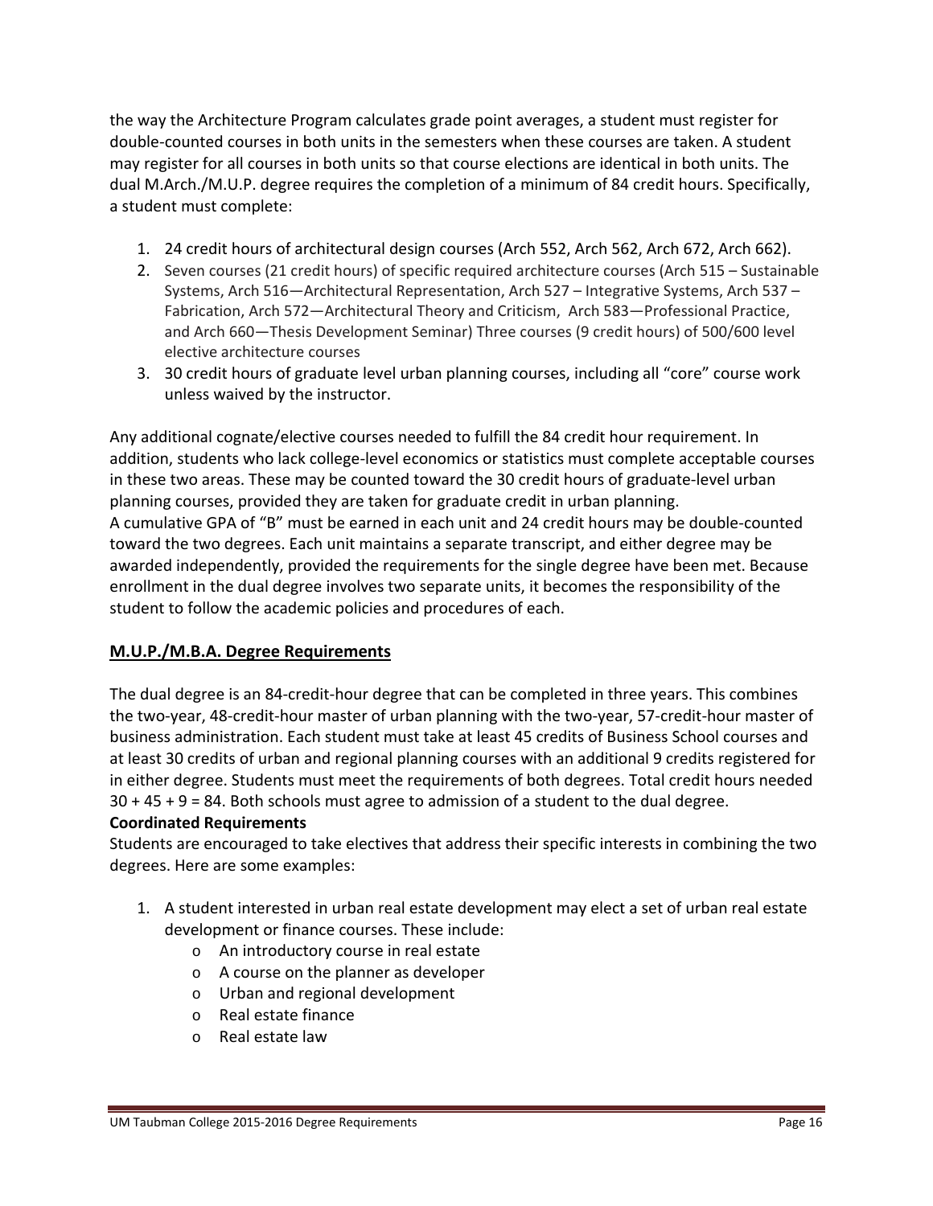the way the Architecture Program calculates grade point averages, a student must register for double-counted courses in both units in the semesters when these courses are taken. A student may register for all courses in both units so that course elections are identical in both units. The dual M.Arch./M.U.P. degree requires the completion of a minimum of 84 credit hours. Specifically, a student must complete:

1. 24 credit hours of architectural design courses (Arch 552, Arch 562, Arch 672, Arch 662).
2. Seven courses (21 credit hours) of specific required architecture courses (Arch 515 – Sustainable Systems, Arch 516—Architectural Representation, Arch 527 – Integrative Systems, Arch 537 – Fabrication, Arch 572—Architectural Theory and Criticism, Arch 583—Professional Practice, and Arch 660—Thesis Development Seminar) Three courses (9 credit hours) of 500/600 level elective architecture courses
3. 30 credit hours of graduate level urban planning courses, including all "core" course work unless waived by the instructor.

Any additional cognate/elective courses needed to fulfill the 84 credit hour requirement. In addition, students who lack college-level economics or statistics must complete acceptable courses in these two areas. These may be counted toward the 30 credit hours of graduate-level urban planning courses, provided they are taken for graduate credit in urban planning.
A cumulative GPA of "B" must be earned in each unit and 24 credit hours may be double-counted toward the two degrees. Each unit maintains a separate transcript, and either degree may be awarded independently, provided the requirements for the single degree have been met. Because enrollment in the dual degree involves two separate units, it becomes the responsibility of the student to follow the academic policies and procedures of each.

## M.U.P./M.B.A. Degree Requirements

The dual degree is an 84-credit-hour degree that can be completed in three years. This combines the two-year, 48-credit-hour master of urban planning with the two-year, 57-credit-hour master of business administration. Each student must take at least 45 credits of Business School courses and at least 30 credits of urban and regional planning courses with an additional 9 credits registered for in either degree. Students must meet the requirements of both degrees. Total credit hours needed 30 + 45 + 9 = 84. Both schools must agree to admission of a student to the dual degree.

**Coordinated Requirements**

Students are encouraged to take electives that address their specific interests in combining the two degrees. Here are some examples:

1. A student interested in urban real estate development may elect a set of urban real estate development or finance courses. These include:
   - An introductory course in real estate
   - A course on the planner as developer
   - Urban and regional development
   - Real estate finance
   - Real estate law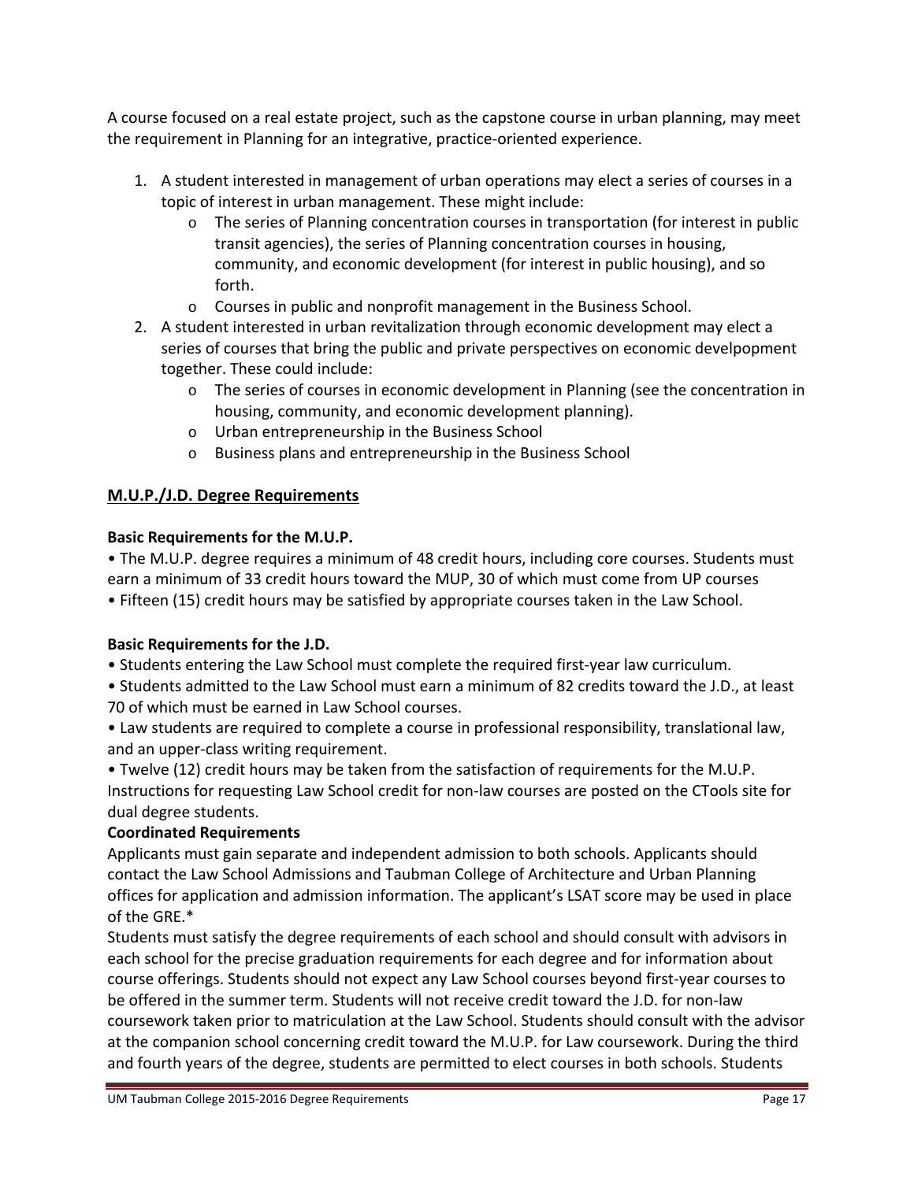A course focused on a real estate project, such as the capstone course in urban planning, may meet the requirement in Planning for an integrative, practice-oriented experience.

1. A student interested in management of urban operations may elect a series of courses in a topic of interest in urban management. These might include:
   - The series of Planning concentration courses in transportation (for interest in public transit agencies), the series of Planning concentration courses in housing, community, and economic development (for interest in public housing), and so forth.
   - Courses in public and nonprofit management in the Business School.
2. A student interested in urban revitalization through economic development may elect a series of courses that bring the public and private perspectives on economic develpopment together. These could include:
   - The series of courses in economic development in Planning (see the concentration in housing, community, and economic development planning).
   - Urban entrepreneurship in the Business School
   - Business plans and entrepreneurship in the Business School

## M.U.P./J.D. Degree Requirements

**Basic Requirements for the M.U.P.**

- The M.U.P. degree requires a minimum of 48 credit hours, including core courses. Students must earn a minimum of 33 credit hours toward the MUP, 30 of which must come from UP courses
- Fifteen (15) credit hours may be satisfied by appropriate courses taken in the Law School.

**Basic Requirements for the J.D.**

- Students entering the Law School must complete the required first-year law curriculum.
- Students admitted to the Law School must earn a minimum of 82 credits toward the J.D., at least 70 of which must be earned in Law School courses.
- Law students are required to complete a course in professional responsibility, translational law, and an upper-class writing requirement.
- Twelve (12) credit hours may be taken from the satisfaction of requirements for the M.U.P. Instructions for requesting Law School credit for non-law courses are posted on the CTools site for dual degree students.

**Coordinated Requirements**

Applicants must gain separate and independent admission to both schools. Applicants should contact the Law School Admissions and Taubman College of Architecture and Urban Planning offices for application and admission information. The applicant's LSAT score may be used in place of the GRE.*

Students must satisfy the degree requirements of each school and should consult with advisors in each school for the precise graduation requirements for each degree and for information about course offerings. Students should not expect any Law School courses beyond first-year courses to be offered in the summer term. Students will not receive credit toward the J.D. for non-law coursework taken prior to matriculation at the Law School. Students should consult with the advisor at the companion school concerning credit toward the M.U.P. for Law coursework. During the third and fourth years of the degree, students are permitted to elect courses in both schools. Students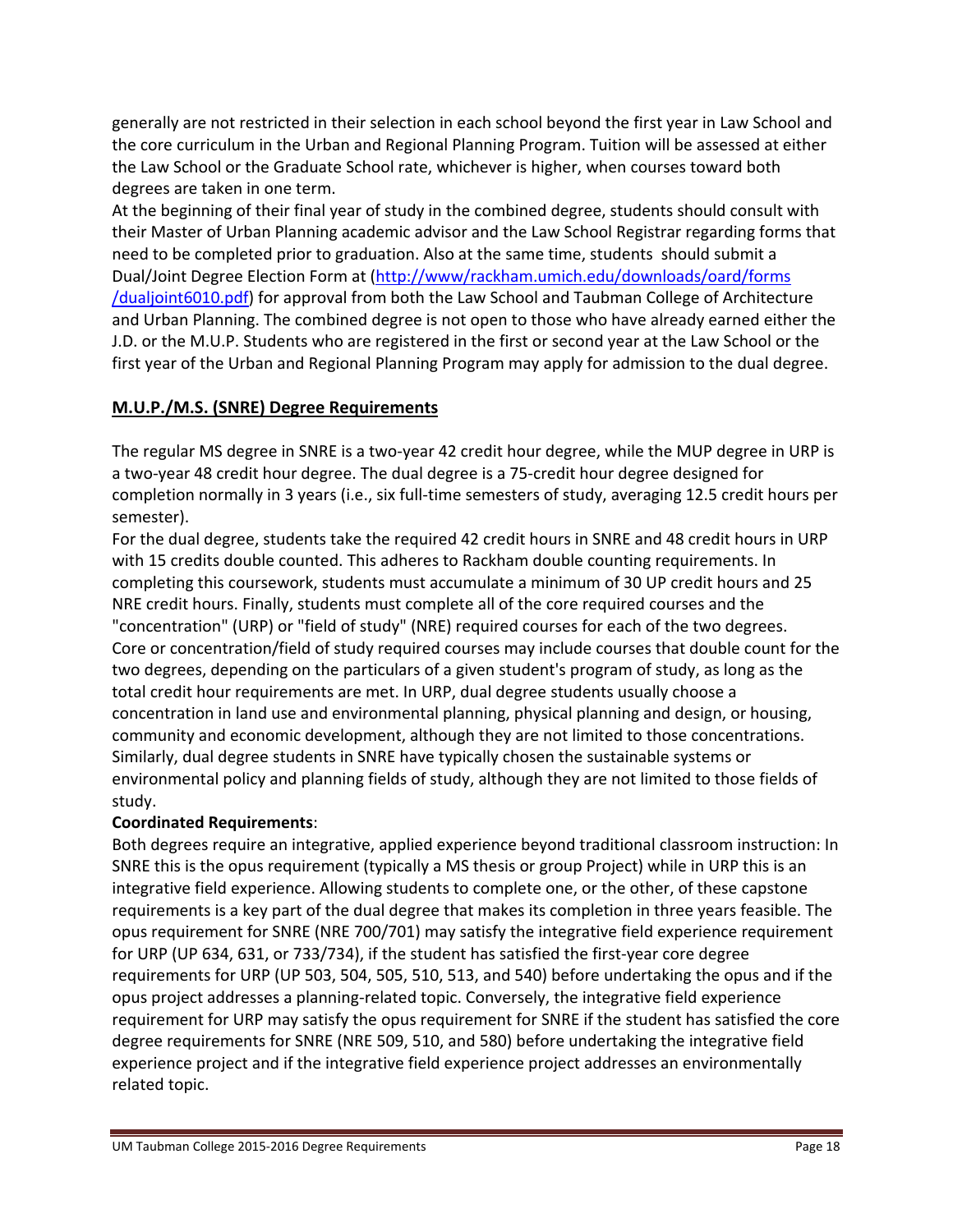generally are not restricted in their selection in each school beyond the first year in Law School and the core curriculum in the Urban and Regional Planning Program. Tuition will be assessed at either the Law School or the Graduate School rate, whichever is higher, when courses toward both degrees are taken in one term.

At the beginning of their final year of study in the combined degree, students should consult with their Master of Urban Planning academic advisor and the Law School Registrar regarding forms that need to be completed prior to graduation. Also at the same time, students should submit a Dual/Joint Degree Election Form at (http://www/rackham.umich.edu/downloads/oard/forms/dualjoint6010.pdf) for approval from both the Law School and Taubman College of Architecture and Urban Planning. The combined degree is not open to those who have already earned either the J.D. or the M.U.P. Students who are registered in the first or second year at the Law School or the first year of the Urban and Regional Planning Program may apply for admission to the dual degree.

## M.U.P./M.S. (SNRE) Degree Requirements

The regular MS degree in SNRE is a two-year 42 credit hour degree, while the MUP degree in URP is a two-year 48 credit hour degree. The dual degree is a 75-credit hour degree designed for completion normally in 3 years (i.e., six full-time semesters of study, averaging 12.5 credit hours per semester).

For the dual degree, students take the required 42 credit hours in SNRE and 48 credit hours in URP with 15 credits double counted. This adheres to Rackham double counting requirements. In completing this coursework, students must accumulate a minimum of 30 UP credit hours and 25 NRE credit hours. Finally, students must complete all of the core required courses and the "concentration" (URP) or "field of study" (NRE) required courses for each of the two degrees. Core or concentration/field of study required courses may include courses that double count for the two degrees, depending on the particulars of a given student's program of study, as long as the total credit hour requirements are met. In URP, dual degree students usually choose a concentration in land use and environmental planning, physical planning and design, or housing, community and economic development, although they are not limited to those concentrations. Similarly, dual degree students in SNRE have typically chosen the sustainable systems or environmental policy and planning fields of study, although they are not limited to those fields of study.

**Coordinated Requirements**:

Both degrees require an integrative, applied experience beyond traditional classroom instruction: In SNRE this is the opus requirement (typically a MS thesis or group Project) while in URP this is an integrative field experience. Allowing students to complete one, or the other, of these capstone requirements is a key part of the dual degree that makes its completion in three years feasible. The opus requirement for SNRE (NRE 700/701) may satisfy the integrative field experience requirement for URP (UP 634, 631, or 733/734), if the student has satisfied the first-year core degree requirements for URP (UP 503, 504, 505, 510, 513, and 540) before undertaking the opus and if the opus project addresses a planning-related topic. Conversely, the integrative field experience requirement for URP may satisfy the opus requirement for SNRE if the student has satisfied the core degree requirements for SNRE (NRE 509, 510, and 580) before undertaking the integrative field experience project and if the integrative field experience project addresses an environmentally related topic.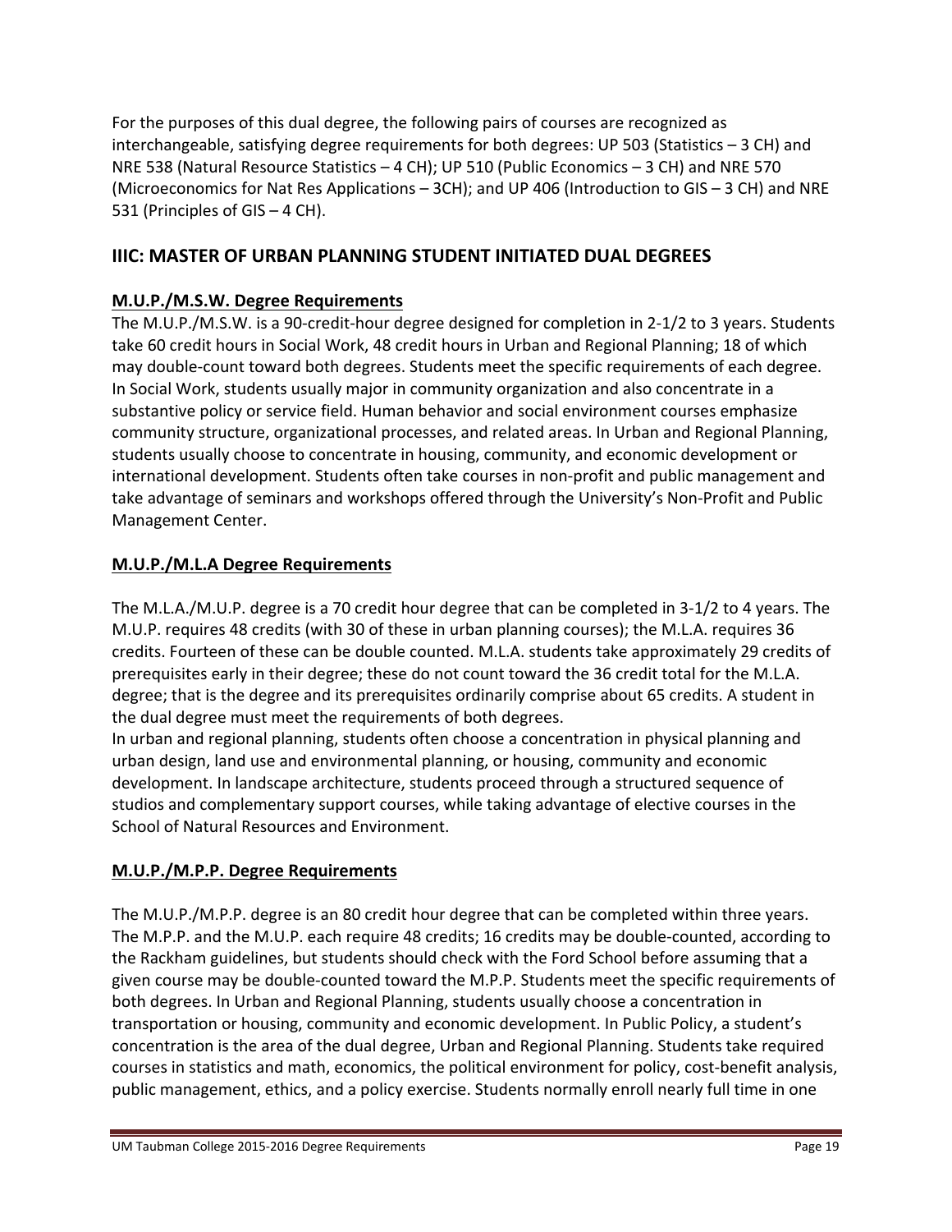For the purposes of this dual degree, the following pairs of courses are recognized as interchangeable, satisfying degree requirements for both degrees: UP 503 (Statistics – 3 CH) and NRE 538 (Natural Resource Statistics – 4 CH); UP 510 (Public Economics – 3 CH) and NRE 570 (Microeconomics for Nat Res Applications – 3CH); and UP 406 (Introduction to GIS – 3 CH) and NRE 531 (Principles of GIS – 4 CH).

## IIIC: MASTER OF URBAN PLANNING STUDENT INITIATED DUAL DEGREES

### M.U.P./M.S.W. Degree Requirements

The M.U.P./M.S.W. is a 90-credit-hour degree designed for completion in 2-1/2 to 3 years. Students take 60 credit hours in Social Work, 48 credit hours in Urban and Regional Planning; 18 of which may double-count toward both degrees. Students meet the specific requirements of each degree. In Social Work, students usually major in community organization and also concentrate in a substantive policy or service field. Human behavior and social environment courses emphasize community structure, organizational processes, and related areas. In Urban and Regional Planning, students usually choose to concentrate in housing, community, and economic development or international development. Students often take courses in non-profit and public management and take advantage of seminars and workshops offered through the University's Non-Profit and Public Management Center.

### M.U.P./M.L.A Degree Requirements

The M.L.A./M.U.P. degree is a 70 credit hour degree that can be completed in 3-1/2 to 4 years. The M.U.P. requires 48 credits (with 30 of these in urban planning courses); the M.L.A. requires 36 credits. Fourteen of these can be double counted. M.L.A. students take approximately 29 credits of prerequisites early in their degree; these do not count toward the 36 credit total for the M.L.A. degree; that is the degree and its prerequisites ordinarily comprise about 65 credits. A student in the dual degree must meet the requirements of both degrees.

In urban and regional planning, students often choose a concentration in physical planning and urban design, land use and environmental planning, or housing, community and economic development. In landscape architecture, students proceed through a structured sequence of studios and complementary support courses, while taking advantage of elective courses in the School of Natural Resources and Environment.

### M.U.P./M.P.P. Degree Requirements

The M.U.P./M.P.P. degree is an 80 credit hour degree that can be completed within three years. The M.P.P. and the M.U.P. each require 48 credits; 16 credits may be double-counted, according to the Rackham guidelines, but students should check with the Ford School before assuming that a given course may be double-counted toward the M.P.P. Students meet the specific requirements of both degrees. In Urban and Regional Planning, students usually choose a concentration in transportation or housing, community and economic development. In Public Policy, a student's concentration is the area of the dual degree, Urban and Regional Planning. Students take required courses in statistics and math, economics, the political environment for policy, cost-benefit analysis, public management, ethics, and a policy exercise. Students normally enroll nearly full time in one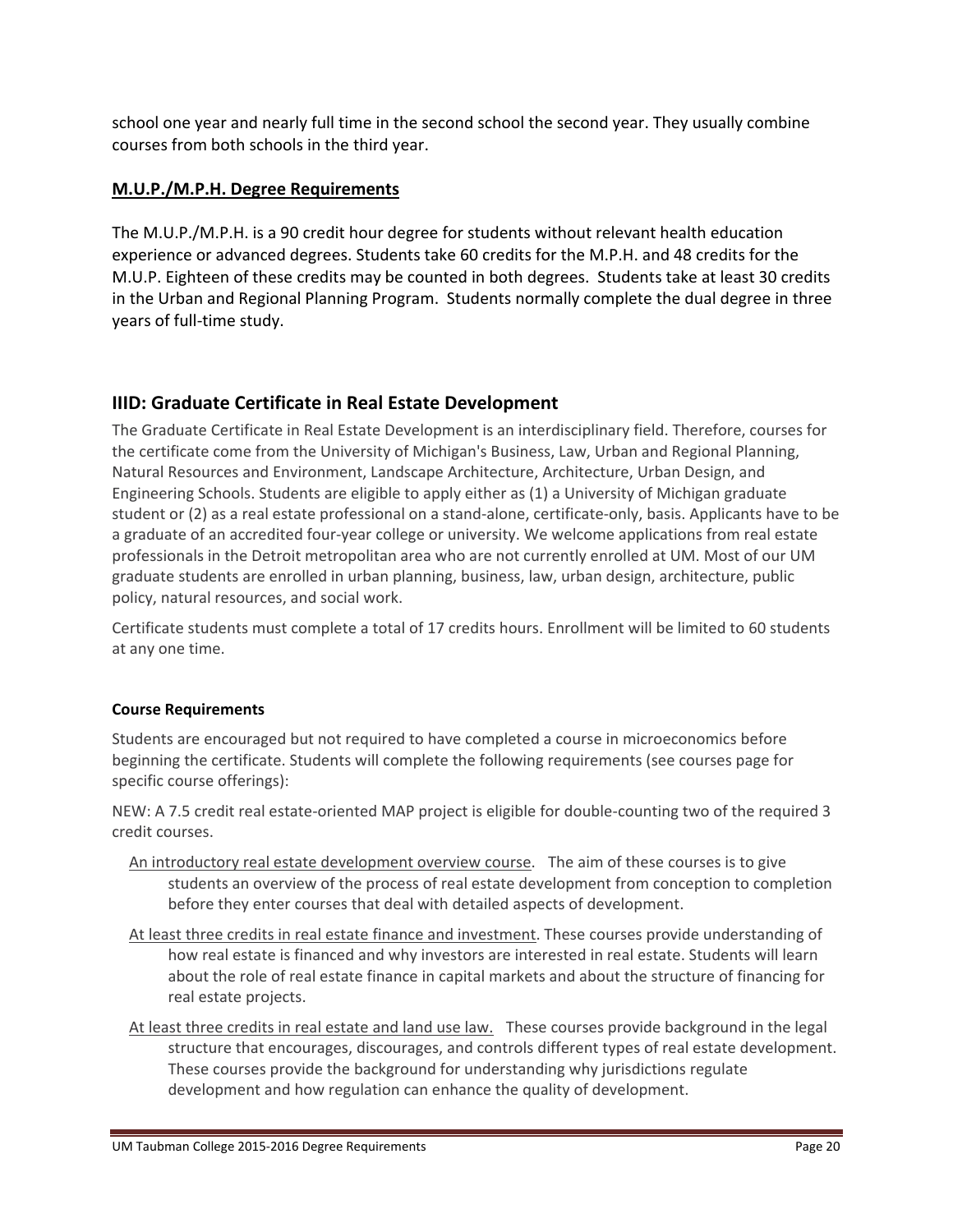school one year and nearly full time in the second school the second year. They usually combine courses from both schools in the third year.

### **M.U.P./M.P.H. Degree Requirements**

The M.U.P./M.P.H. is a 90 credit hour degree for students without relevant health education experience or advanced degrees. Students take 60 credits for the M.P.H. and 48 credits for the M.U.P. Eighteen of these credits may be counted in both degrees. Students take at least 30 credits in the Urban and Regional Planning Program. Students normally complete the dual degree in three years of full-time study.

## IIID: Graduate Certificate in Real Estate Development

The Graduate Certificate in Real Estate Development is an interdisciplinary field. Therefore, courses for the certificate come from the University of Michigan's Business, Law, Urban and Regional Planning, Natural Resources and Environment, Landscape Architecture, Architecture, Urban Design, and Engineering Schools. Students are eligible to apply either as (1) a University of Michigan graduate student or (2) as a real estate professional on a stand-alone, certificate-only, basis. Applicants have to be a graduate of an accredited four-year college or university. We welcome applications from real estate professionals in the Detroit metropolitan area who are not currently enrolled at UM. Most of our UM graduate students are enrolled in urban planning, business, law, urban design, architecture, public policy, natural resources, and social work.

Certificate students must complete a total of 17 credits hours. Enrollment will be limited to 60 students at any one time.

**Course Requirements**

Students are encouraged but not required to have completed a course in microeconomics before beginning the certificate. Students will complete the following requirements (see courses page for specific course offerings):

NEW: A 7.5 credit real estate-oriented MAP project is eligible for double-counting two of the required 3 credit courses.

- An introductory real estate development overview course. The aim of these courses is to give students an overview of the process of real estate development from conception to completion before they enter courses that deal with detailed aspects of development.
- At least three credits in real estate finance and investment. These courses provide understanding of how real estate is financed and why investors are interested in real estate. Students will learn about the role of real estate finance in capital markets and about the structure of financing for real estate projects.
- At least three credits in real estate and land use law. These courses provide background in the legal structure that encourages, discourages, and controls different types of real estate development. These courses provide the background for understanding why jurisdictions regulate development and how regulation can enhance the quality of development.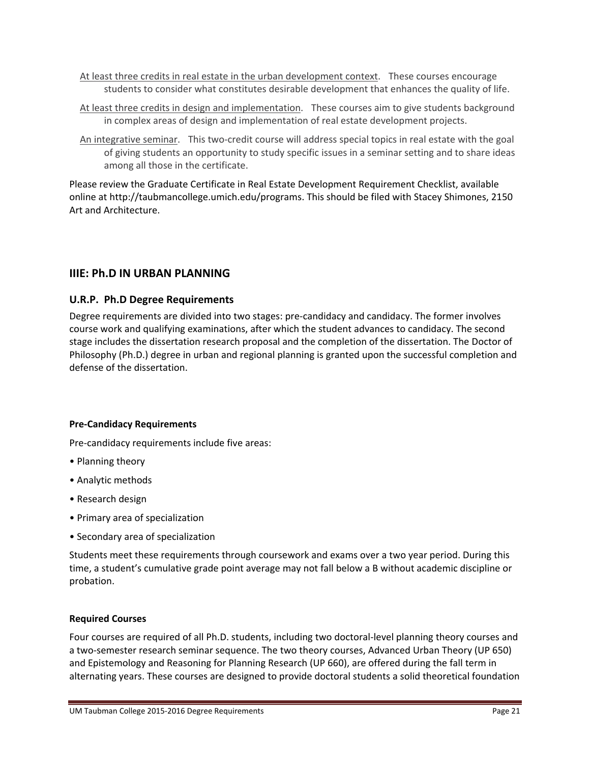At least three credits in real estate in the urban development context. These courses encourage students to consider what constitutes desirable development that enhances the quality of life.

At least three credits in design and implementation. These courses aim to give students background in complex areas of design and implementation of real estate development projects.

An integrative seminar. This two-credit course will address special topics in real estate with the goal of giving students an opportunity to study specific issues in a seminar setting and to share ideas among all those in the certificate.

Please review the Graduate Certificate in Real Estate Development Requirement Checklist, available online at http://taubmancollege.umich.edu/programs. This should be filed with Stacey Shimones, 2150 Art and Architecture.

## IIIE: Ph.D IN URBAN PLANNING

### U.R.P. Ph.D Degree Requirements

Degree requirements are divided into two stages: pre-candidacy and candidacy. The former involves course work and qualifying examinations, after which the student advances to candidacy. The second stage includes the dissertation research proposal and the completion of the dissertation. The Doctor of Philosophy (Ph.D.) degree in urban and regional planning is granted upon the successful completion and defense of the dissertation.

#### Pre-Candidacy Requirements

Pre-candidacy requirements include five areas:

- Planning theory
- Analytic methods
- Research design
- Primary area of specialization
- Secondary area of specialization

Students meet these requirements through coursework and exams over a two year period. During this time, a student's cumulative grade point average may not fall below a B without academic discipline or probation.

#### Required Courses

Four courses are required of all Ph.D. students, including two doctoral-level planning theory courses and a two-semester research seminar sequence. The two theory courses, Advanced Urban Theory (UP 650) and Epistemology and Reasoning for Planning Research (UP 660), are offered during the fall term in alternating years. These courses are designed to provide doctoral students a solid theoretical foundation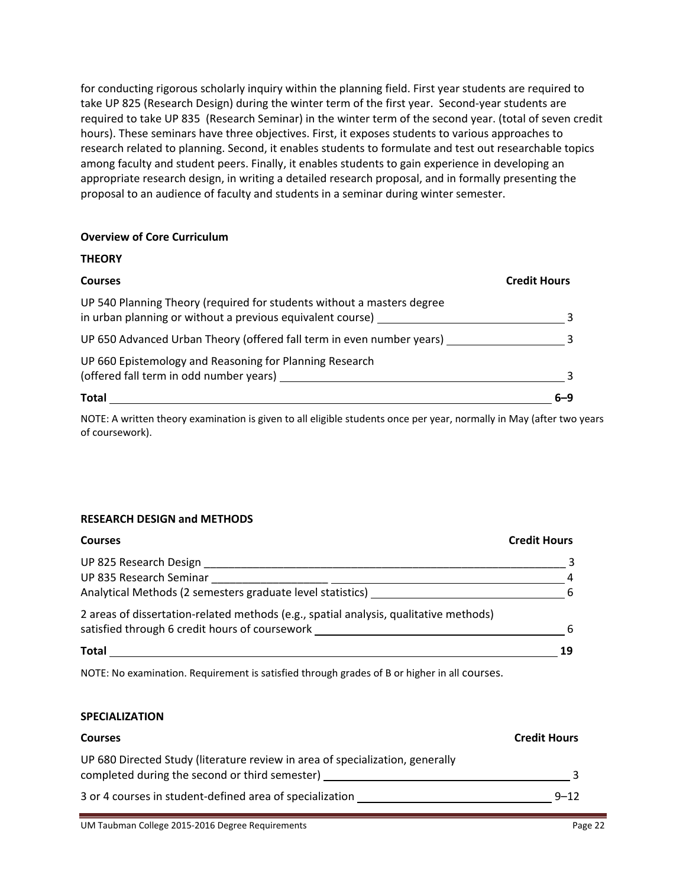for conducting rigorous scholarly inquiry within the planning field. First year students are required to take UP 825 (Research Design) during the winter term of the first year. Second-year students are required to take UP 835 (Research Seminar) in the winter term of the second year. (total of seven credit hours). These seminars have three objectives. First, it exposes students to various approaches to research related to planning. Second, it enables students to formulate and test out researchable topics among faculty and student peers. Finally, it enables students to gain experience in developing an appropriate research design, in writing a detailed research proposal, and in formally presenting the proposal to an audience of faculty and students in a seminar during winter semester.

**Overview of Core Curriculum**

**THEORY**

| **Courses** | **Credit Hours** |
|---|---|
| UP 540 Planning Theory (required for students without a masters degree in urban planning or without a previous equivalent course) | 3 |
| UP 650 Advanced Urban Theory (offered fall term in even number years) | 3 |
| UP 660 Epistemology and Reasoning for Planning Research (offered fall term in odd number years) | 3 |
| **Total** | **6–9** |

NOTE: A written theory examination is given to all eligible students once per year, normally in May (after two years of coursework).

**RESEARCH DESIGN and METHODS**

| **Courses** | **Credit Hours** |
|---|---|
| UP 825 Research Design | 3 |
| UP 835 Research Seminar | 4 |
| Analytical Methods (2 semesters graduate level statistics) | 6 |
| 2 areas of dissertation-related methods (e.g., spatial analysis, qualitative methods) satisfied through 6 credit hours of coursework | 6 |
| **Total** | **19** |

NOTE: No examination. Requirement is satisfied through grades of B or higher in all courses.

**SPECIALIZATION**

| **Courses** | **Credit Hours** |
|---|---|
| UP 680 Directed Study (literature review in area of specialization, generally completed during the second or third semester) | 3 |
| 3 or 4 courses in student-defined area of specialization | 9–12 |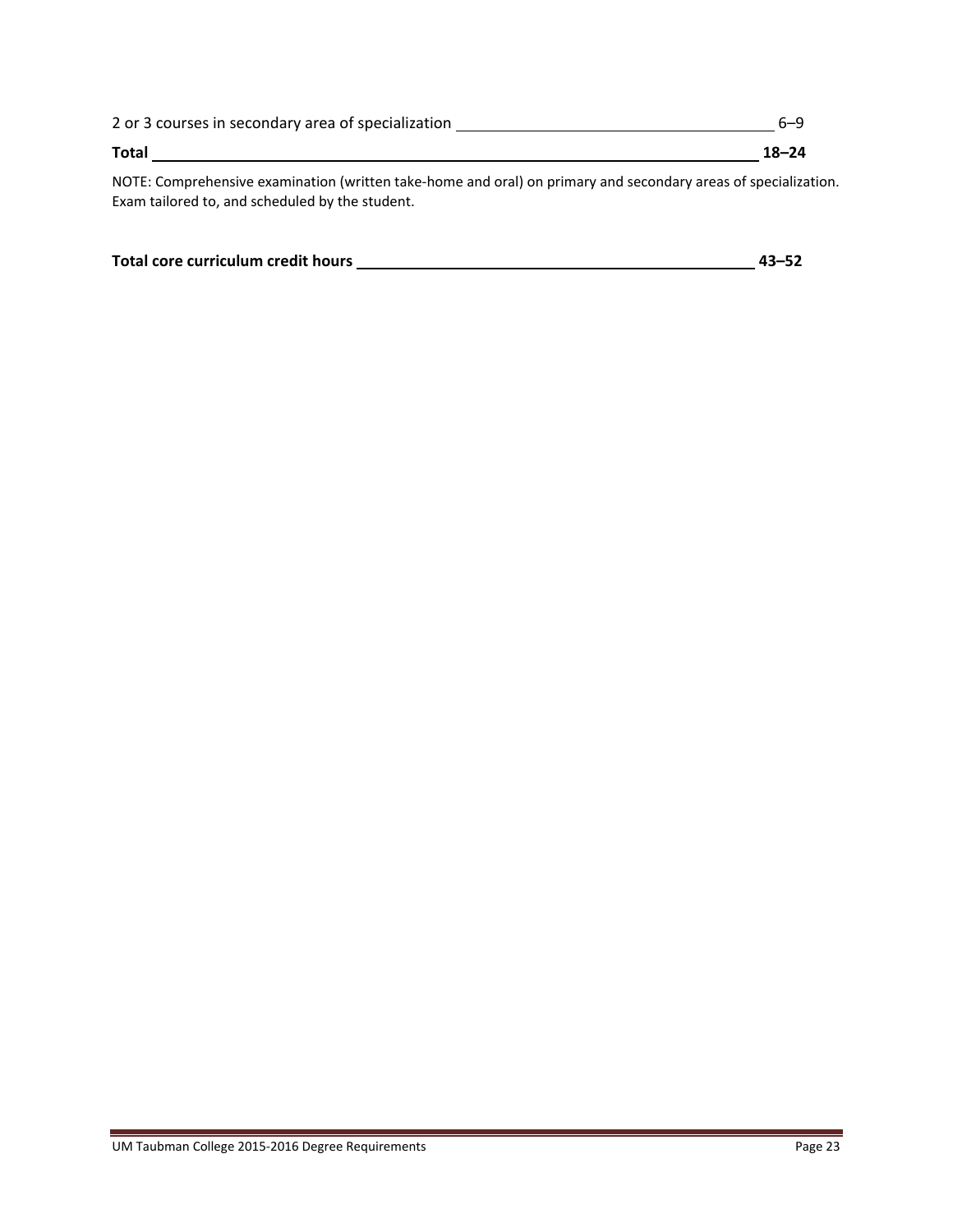| | |
|---|---|
| 2 or 3 courses in secondary area of specialization | 6–9 |
| **Total** | **18–24** |

NOTE: Comprehensive examination (written take-home and oral) on primary and secondary areas of specialization. Exam tailored to, and scheduled by the student.

| | |
|---|---|
| **Total core curriculum credit hours** | **43–52** |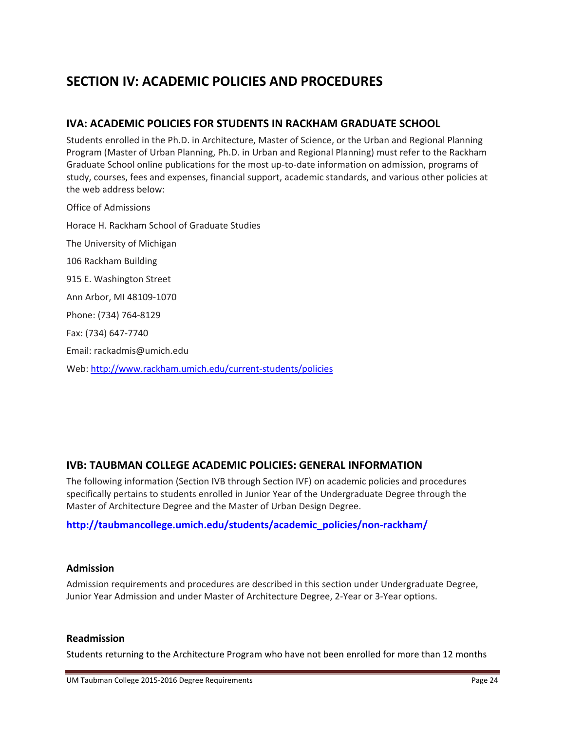# SECTION IV: ACADEMIC POLICIES AND PROCEDURES

## IVA: ACADEMIC POLICIES FOR STUDENTS IN RACKHAM GRADUATE SCHOOL

Students enrolled in the Ph.D. in Architecture, Master of Science, or the Urban and Regional Planning Program (Master of Urban Planning, Ph.D. in Urban and Regional Planning) must refer to the Rackham Graduate School online publications for the most up-to-date information on admission, programs of study, courses, fees and expenses, financial support, academic standards, and various other policies at the web address below:

Office of Admissions

Horace H. Rackham School of Graduate Studies

The University of Michigan

106 Rackham Building

915 E. Washington Street

Ann Arbor, MI 48109-1070

Phone: (734) 764-8129

Fax: (734) 647-7740

Email: rackadmis@umich.edu

Web: http://www.rackham.umich.edu/current-students/policies

## IVB: TAUBMAN COLLEGE ACADEMIC POLICIES: GENERAL INFORMATION

The following information (Section IVB through Section IVF) on academic policies and procedures specifically pertains to students enrolled in Junior Year of the Undergraduate Degree through the Master of Architecture Degree and the Master of Urban Design Degree.

**http://taubmancollege.umich.edu/students/academic_policies/non-rackham/**

### Admission

Admission requirements and procedures are described in this section under Undergraduate Degree, Junior Year Admission and under Master of Architecture Degree, 2-Year or 3-Year options.

### Readmission

Students returning to the Architecture Program who have not been enrolled for more than 12 months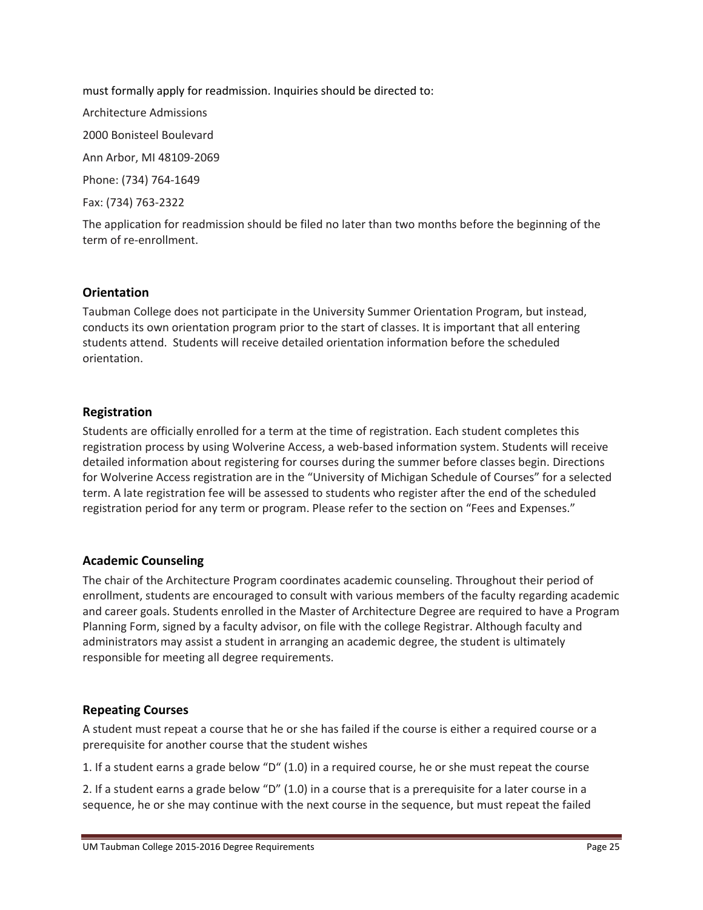must formally apply for readmission. Inquiries should be directed to:

Architecture Admissions

2000 Bonisteel Boulevard

Ann Arbor, MI 48109-2069

Phone: (734) 764-1649

Fax: (734) 763-2322

The application for readmission should be filed no later than two months before the beginning of the term of re-enrollment.

### Orientation

Taubman College does not participate in the University Summer Orientation Program, but instead, conducts its own orientation program prior to the start of classes. It is important that all entering students attend. Students will receive detailed orientation information before the scheduled orientation.

### Registration

Students are officially enrolled for a term at the time of registration. Each student completes this registration process by using Wolverine Access, a web-based information system. Students will receive detailed information about registering for courses during the summer before classes begin. Directions for Wolverine Access registration are in the "University of Michigan Schedule of Courses" for a selected term. A late registration fee will be assessed to students who register after the end of the scheduled registration period for any term or program. Please refer to the section on "Fees and Expenses."

### Academic Counseling

The chair of the Architecture Program coordinates academic counseling. Throughout their period of enrollment, students are encouraged to consult with various members of the faculty regarding academic and career goals. Students enrolled in the Master of Architecture Degree are required to have a Program Planning Form, signed by a faculty advisor, on file with the college Registrar. Although faculty and administrators may assist a student in arranging an academic degree, the student is ultimately responsible for meeting all degree requirements.

### Repeating Courses

A student must repeat a course that he or she has failed if the course is either a required course or a prerequisite for another course that the student wishes

1. If a student earns a grade below "D" (1.0) in a required course, he or she must repeat the course

2. If a student earns a grade below "D" (1.0) in a course that is a prerequisite for a later course in a sequence, he or she may continue with the next course in the sequence, but must repeat the failed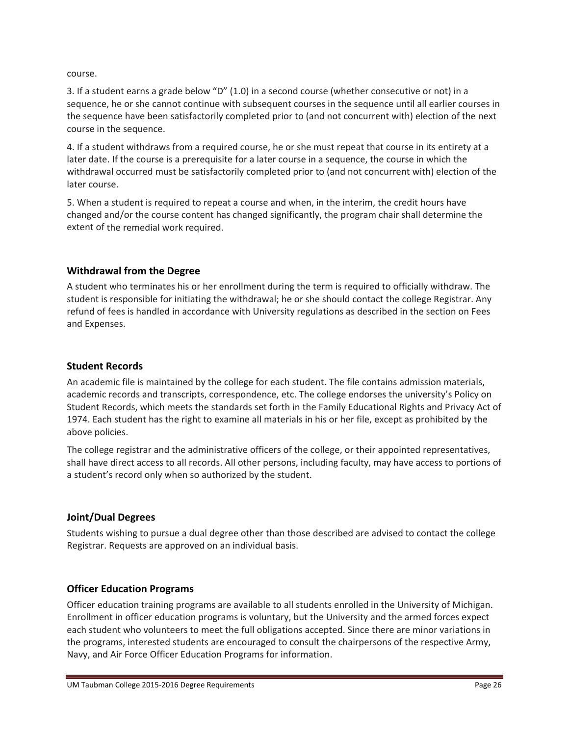course.

3. If a student earns a grade below "D" (1.0) in a second course (whether consecutive or not) in a sequence, he or she cannot continue with subsequent courses in the sequence until all earlier courses in the sequence have been satisfactorily completed prior to (and not concurrent with) election of the next course in the sequence.

4. If a student withdraws from a required course, he or she must repeat that course in its entirety at a later date. If the course is a prerequisite for a later course in a sequence, the course in which the withdrawal occurred must be satisfactorily completed prior to (and not concurrent with) election of the later course.

5. When a student is required to repeat a course and when, in the interim, the credit hours have changed and/or the course content has changed significantly, the program chair shall determine the extent of the remedial work required.

### Withdrawal from the Degree

A student who terminates his or her enrollment during the term is required to officially withdraw. The student is responsible for initiating the withdrawal; he or she should contact the college Registrar. Any refund of fees is handled in accordance with University regulations as described in the section on Fees and Expenses.

### Student Records

An academic file is maintained by the college for each student. The file contains admission materials, academic records and transcripts, correspondence, etc. The college endorses the university's Policy on Student Records, which meets the standards set forth in the Family Educational Rights and Privacy Act of 1974. Each student has the right to examine all materials in his or her file, except as prohibited by the above policies.

The college registrar and the administrative officers of the college, or their appointed representatives, shall have direct access to all records. All other persons, including faculty, may have access to portions of a student's record only when so authorized by the student.

### Joint/Dual Degrees

Students wishing to pursue a dual degree other than those described are advised to contact the college Registrar. Requests are approved on an individual basis.

### Officer Education Programs

Officer education training programs are available to all students enrolled in the University of Michigan. Enrollment in officer education programs is voluntary, but the University and the armed forces expect each student who volunteers to meet the full obligations accepted. Since there are minor variations in the programs, interested students are encouraged to consult the chairpersons of the respective Army, Navy, and Air Force Officer Education Programs for information.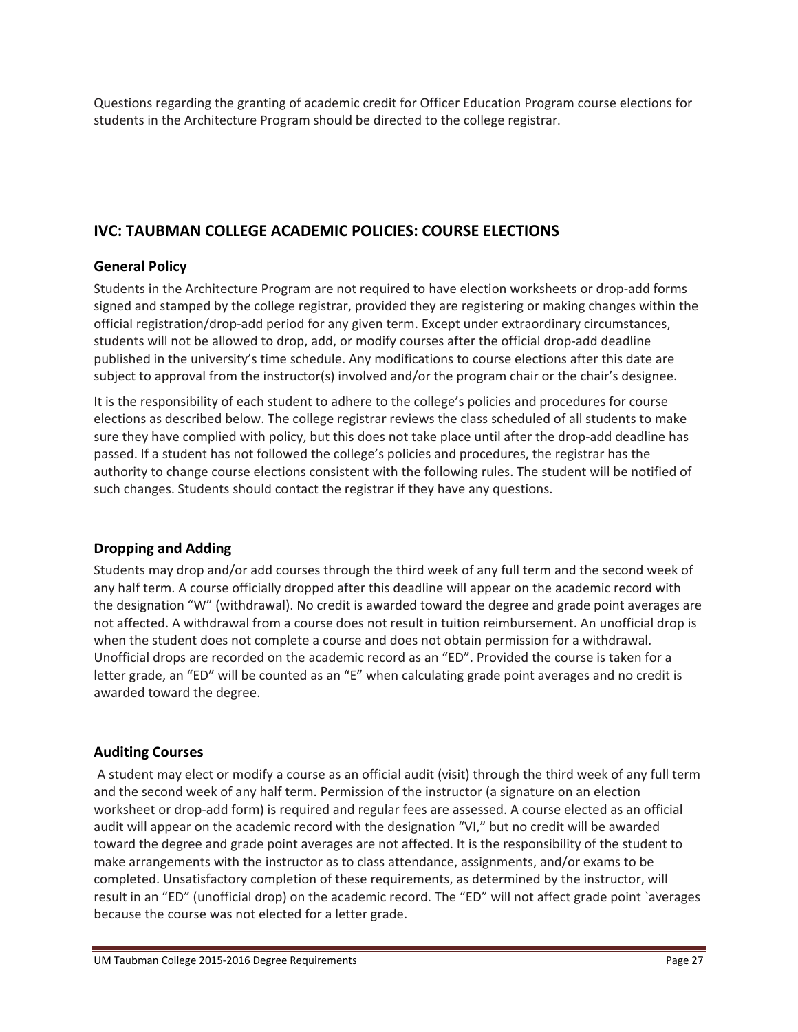Questions regarding the granting of academic credit for Officer Education Program course elections for students in the Architecture Program should be directed to the college registrar.

## IVC: TAUBMAN COLLEGE ACADEMIC POLICIES: COURSE ELECTIONS

### General Policy

Students in the Architecture Program are not required to have election worksheets or drop-add forms signed and stamped by the college registrar, provided they are registering or making changes within the official registration/drop-add period for any given term. Except under extraordinary circumstances, students will not be allowed to drop, add, or modify courses after the official drop-add deadline published in the university's time schedule. Any modifications to course elections after this date are subject to approval from the instructor(s) involved and/or the program chair or the chair's designee.

It is the responsibility of each student to adhere to the college's policies and procedures for course elections as described below. The college registrar reviews the class scheduled of all students to make sure they have complied with policy, but this does not take place until after the drop-add deadline has passed. If a student has not followed the college's policies and procedures, the registrar has the authority to change course elections consistent with the following rules. The student will be notified of such changes. Students should contact the registrar if they have any questions.

### Dropping and Adding

Students may drop and/or add courses through the third week of any full term and the second week of any half term. A course officially dropped after this deadline will appear on the academic record with the designation "W" (withdrawal). No credit is awarded toward the degree and grade point averages are not affected. A withdrawal from a course does not result in tuition reimbursement. An unofficial drop is when the student does not complete a course and does not obtain permission for a withdrawal. Unofficial drops are recorded on the academic record as an "ED". Provided the course is taken for a letter grade, an "ED" will be counted as an "E" when calculating grade point averages and no credit is awarded toward the degree.

### Auditing Courses

A student may elect or modify a course as an official audit (visit) through the third week of any full term and the second week of any half term. Permission of the instructor (a signature on an election worksheet or drop-add form) is required and regular fees are assessed. A course elected as an official audit will appear on the academic record with the designation "VI," but no credit will be awarded toward the degree and grade point averages are not affected. It is the responsibility of the student to make arrangements with the instructor as to class attendance, assignments, and/or exams to be completed. Unsatisfactory completion of these requirements, as determined by the instructor, will result in an "ED" (unofficial drop) on the academic record. The "ED" will not affect grade point `averages because the course was not elected for a letter grade.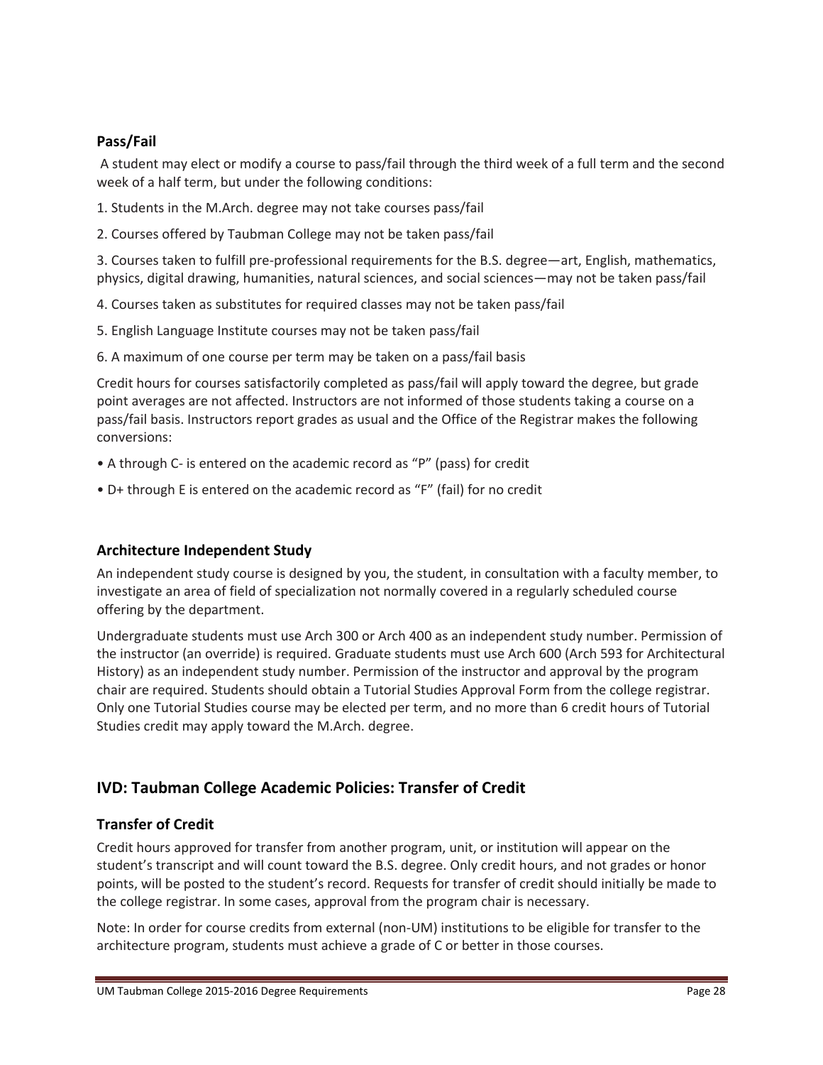### Pass/Fail

A student may elect or modify a course to pass/fail through the third week of a full term and the second week of a half term, but under the following conditions:

1. Students in the M.Arch. degree may not take courses pass/fail

2. Courses offered by Taubman College may not be taken pass/fail

3. Courses taken to fulfill pre-professional requirements for the B.S. degree—art, English, mathematics, physics, digital drawing, humanities, natural sciences, and social sciences—may not be taken pass/fail

4. Courses taken as substitutes for required classes may not be taken pass/fail

5. English Language Institute courses may not be taken pass/fail

6. A maximum of one course per term may be taken on a pass/fail basis

Credit hours for courses satisfactorily completed as pass/fail will apply toward the degree, but grade point averages are not affected. Instructors are not informed of those students taking a course on a pass/fail basis. Instructors report grades as usual and the Office of the Registrar makes the following conversions:

- A through C- is entered on the academic record as "P" (pass) for credit
- D+ through E is entered on the academic record as "F" (fail) for no credit

### Architecture Independent Study

An independent study course is designed by you, the student, in consultation with a faculty member, to investigate an area of field of specialization not normally covered in a regularly scheduled course offering by the department.

Undergraduate students must use Arch 300 or Arch 400 as an independent study number. Permission of the instructor (an override) is required. Graduate students must use Arch 600 (Arch 593 for Architectural History) as an independent study number. Permission of the instructor and approval by the program chair are required. Students should obtain a Tutorial Studies Approval Form from the college registrar. Only one Tutorial Studies course may be elected per term, and no more than 6 credit hours of Tutorial Studies credit may apply toward the M.Arch. degree.

## IVD: Taubman College Academic Policies: Transfer of Credit

### Transfer of Credit

Credit hours approved for transfer from another program, unit, or institution will appear on the student's transcript and will count toward the B.S. degree. Only credit hours, and not grades or honor points, will be posted to the student's record. Requests for transfer of credit should initially be made to the college registrar. In some cases, approval from the program chair is necessary.

Note: In order for course credits from external (non-UM) institutions to be eligible for transfer to the architecture program, students must achieve a grade of C or better in those courses.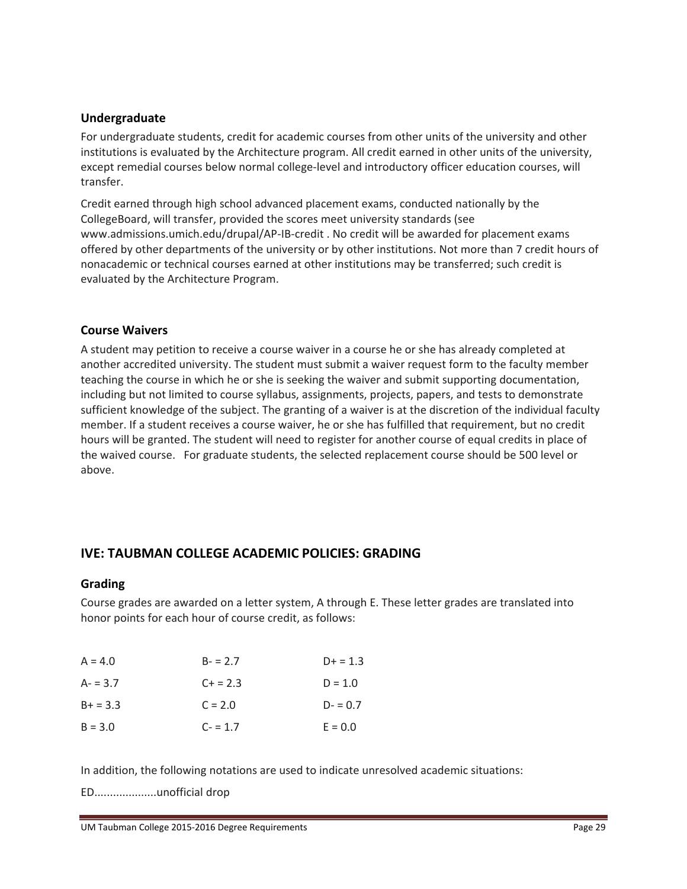### Undergraduate

For undergraduate students, credit for academic courses from other units of the university and other institutions is evaluated by the Architecture program. All credit earned in other units of the university, except remedial courses below normal college-level and introductory officer education courses, will transfer.

Credit earned through high school advanced placement exams, conducted nationally by the CollegeBoard, will transfer, provided the scores meet university standards (see www.admissions.umich.edu/drupal/AP-IB-credit . No credit will be awarded for placement exams offered by other departments of the university or by other institutions. Not more than 7 credit hours of nonacademic or technical courses earned at other institutions may be transferred; such credit is evaluated by the Architecture Program.

### Course Waivers

A student may petition to receive a course waiver in a course he or she has already completed at another accredited university. The student must submit a waiver request form to the faculty member teaching the course in which he or she is seeking the waiver and submit supporting documentation, including but not limited to course syllabus, assignments, projects, papers, and tests to demonstrate sufficient knowledge of the subject. The granting of a waiver is at the discretion of the individual faculty member. If a student receives a course waiver, he or she has fulfilled that requirement, but no credit hours will be granted. The student will need to register for another course of equal credits in place of the waived course. For graduate students, the selected replacement course should be 500 level or above.

## IVE: TAUBMAN COLLEGE ACADEMIC POLICIES: GRADING

### Grading

Course grades are awarded on a letter system, A through E. These letter grades are translated into honor points for each hour of course credit, as follows:

| | | |
|---|---|---|
| A = 4.0 | B- = 2.7 | D+ = 1.3 |
| A- = 3.7 | C+ = 2.3 | D = 1.0 |
| B+ = 3.3 | C = 2.0 | D- = 0.7 |
| B = 3.0 | C- = 1.7 | E = 0.0 |

In addition, the following notations are used to indicate unresolved academic situations:

ED...................unofficial drop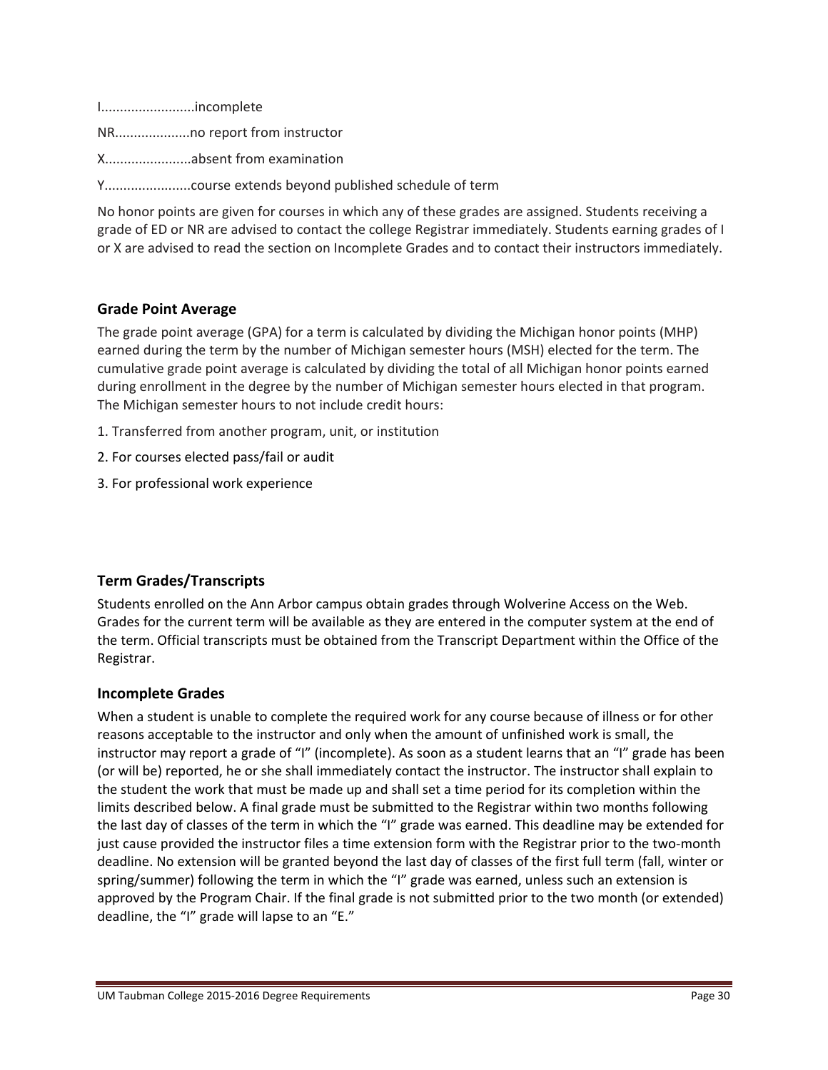I.........................incomplete

NR....................no report from instructor

X.......................absent from examination

Y.......................course extends beyond published schedule of term

No honor points are given for courses in which any of these grades are assigned. Students receiving a grade of ED or NR are advised to contact the college Registrar immediately. Students earning grades of I or X are advised to read the section on Incomplete Grades and to contact their instructors immediately.

### Grade Point Average

The grade point average (GPA) for a term is calculated by dividing the Michigan honor points (MHP) earned during the term by the number of Michigan semester hours (MSH) elected for the term. The cumulative grade point average is calculated by dividing the total of all Michigan honor points earned during enrollment in the degree by the number of Michigan semester hours elected in that program. The Michigan semester hours to not include credit hours:

1. Transferred from another program, unit, or institution
2. For courses elected pass/fail or audit
3. For professional work experience

### Term Grades/Transcripts

Students enrolled on the Ann Arbor campus obtain grades through Wolverine Access on the Web. Grades for the current term will be available as they are entered in the computer system at the end of the term. Official transcripts must be obtained from the Transcript Department within the Office of the Registrar.

### Incomplete Grades

When a student is unable to complete the required work for any course because of illness or for other reasons acceptable to the instructor and only when the amount of unfinished work is small, the instructor may report a grade of "I" (incomplete). As soon as a student learns that an "I" grade has been (or will be) reported, he or she shall immediately contact the instructor. The instructor shall explain to the student the work that must be made up and shall set a time period for its completion within the limits described below. A final grade must be submitted to the Registrar within two months following the last day of classes of the term in which the "I" grade was earned. This deadline may be extended for just cause provided the instructor files a time extension form with the Registrar prior to the two-month deadline. No extension will be granted beyond the last day of classes of the first full term (fall, winter or spring/summer) following the term in which the "I" grade was earned, unless such an extension is approved by the Program Chair. If the final grade is not submitted prior to the two month (or extended) deadline, the "I" grade will lapse to an "E."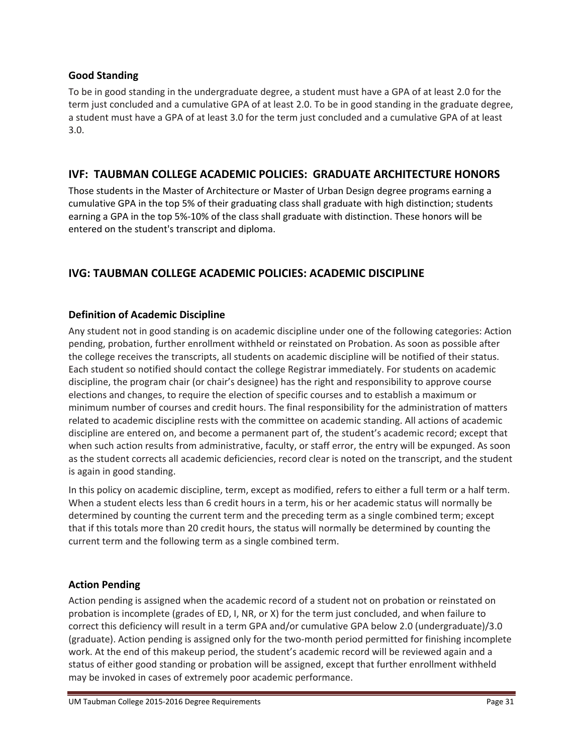### Good Standing

To be in good standing in the undergraduate degree, a student must have a GPA of at least 2.0 for the term just concluded and a cumulative GPA of at least 2.0. To be in good standing in the graduate degree, a student must have a GPA of at least 3.0 for the term just concluded and a cumulative GPA of at least 3.0.

## IVF: TAUBMAN COLLEGE ACADEMIC POLICIES: GRADUATE ARCHITECTURE HONORS

Those students in the Master of Architecture or Master of Urban Design degree programs earning a cumulative GPA in the top 5% of their graduating class shall graduate with high distinction; students earning a GPA in the top 5%-10% of the class shall graduate with distinction. These honors will be entered on the student's transcript and diploma.

## IVG: TAUBMAN COLLEGE ACADEMIC POLICIES: ACADEMIC DISCIPLINE

### Definition of Academic Discipline

Any student not in good standing is on academic discipline under one of the following categories: Action pending, probation, further enrollment withheld or reinstated on Probation. As soon as possible after the college receives the transcripts, all students on academic discipline will be notified of their status. Each student so notified should contact the college Registrar immediately. For students on academic discipline, the program chair (or chair's designee) has the right and responsibility to approve course elections and changes, to require the election of specific courses and to establish a maximum or minimum number of courses and credit hours. The final responsibility for the administration of matters related to academic discipline rests with the committee on academic standing. All actions of academic discipline are entered on, and become a permanent part of, the student's academic record; except that when such action results from administrative, faculty, or staff error, the entry will be expunged. As soon as the student corrects all academic deficiencies, record clear is noted on the transcript, and the student is again in good standing.

In this policy on academic discipline, term, except as modified, refers to either a full term or a half term. When a student elects less than 6 credit hours in a term, his or her academic status will normally be determined by counting the current term and the preceding term as a single combined term; except that if this totals more than 20 credit hours, the status will normally be determined by counting the current term and the following term as a single combined term.

### Action Pending

Action pending is assigned when the academic record of a student not on probation or reinstated on probation is incomplete (grades of ED, I, NR, or X) for the term just concluded, and when failure to correct this deficiency will result in a term GPA and/or cumulative GPA below 2.0 (undergraduate)/3.0 (graduate). Action pending is assigned only for the two-month period permitted for finishing incomplete work. At the end of this makeup period, the student's academic record will be reviewed again and a status of either good standing or probation will be assigned, except that further enrollment withheld may be invoked in cases of extremely poor academic performance.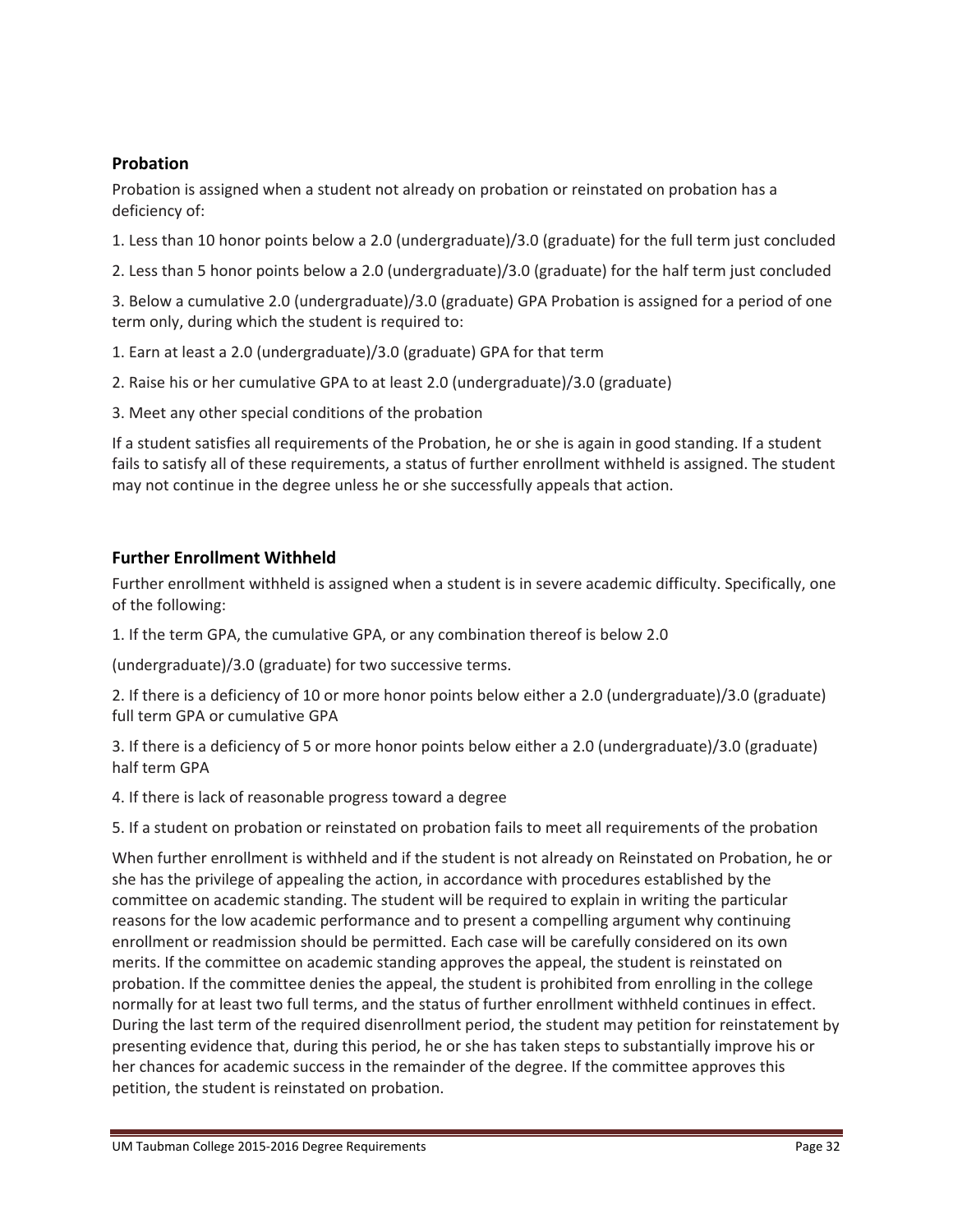## Probation

Probation is assigned when a student not already on probation or reinstated on probation has a deficiency of:

1. Less than 10 honor points below a 2.0 (undergraduate)/3.0 (graduate) for the full term just concluded

2. Less than 5 honor points below a 2.0 (undergraduate)/3.0 (graduate) for the half term just concluded

3. Below a cumulative 2.0 (undergraduate)/3.0 (graduate) GPA Probation is assigned for a period of one term only, during which the student is required to:

1. Earn at least a 2.0 (undergraduate)/3.0 (graduate) GPA for that term

2. Raise his or her cumulative GPA to at least 2.0 (undergraduate)/3.0 (graduate)

3. Meet any other special conditions of the probation

If a student satisfies all requirements of the Probation, he or she is again in good standing. If a student fails to satisfy all of these requirements, a status of further enrollment withheld is assigned. The student may not continue in the degree unless he or she successfully appeals that action.

## Further Enrollment Withheld

Further enrollment withheld is assigned when a student is in severe academic difficulty. Specifically, one of the following:

1. If the term GPA, the cumulative GPA, or any combination thereof is below 2.0

(undergraduate)/3.0 (graduate) for two successive terms.

2. If there is a deficiency of 10 or more honor points below either a 2.0 (undergraduate)/3.0 (graduate) full term GPA or cumulative GPA

3. If there is a deficiency of 5 or more honor points below either a 2.0 (undergraduate)/3.0 (graduate) half term GPA

4. If there is lack of reasonable progress toward a degree

5. If a student on probation or reinstated on probation fails to meet all requirements of the probation

When further enrollment is withheld and if the student is not already on Reinstated on Probation, he or she has the privilege of appealing the action, in accordance with procedures established by the committee on academic standing. The student will be required to explain in writing the particular reasons for the low academic performance and to present a compelling argument why continuing enrollment or readmission should be permitted. Each case will be carefully considered on its own merits. If the committee on academic standing approves the appeal, the student is reinstated on probation. If the committee denies the appeal, the student is prohibited from enrolling in the college normally for at least two full terms, and the status of further enrollment withheld continues in effect. During the last term of the required disenrollment period, the student may petition for reinstatement by presenting evidence that, during this period, he or she has taken steps to substantially improve his or her chances for academic success in the remainder of the degree. If the committee approves this petition, the student is reinstated on probation.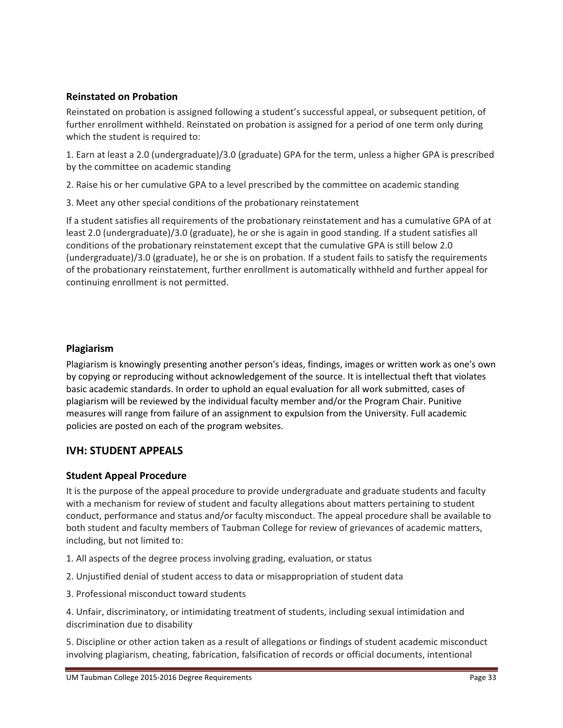### Reinstated on Probation

Reinstated on probation is assigned following a student's successful appeal, or subsequent petition, of further enrollment withheld. Reinstated on probation is assigned for a period of one term only during which the student is required to:

1. Earn at least a 2.0 (undergraduate)/3.0 (graduate) GPA for the term, unless a higher GPA is prescribed by the committee on academic standing
2. Raise his or her cumulative GPA to a level prescribed by the committee on academic standing
3. Meet any other special conditions of the probationary reinstatement

If a student satisfies all requirements of the probationary reinstatement and has a cumulative GPA of at least 2.0 (undergraduate)/3.0 (graduate), he or she is again in good standing. If a student satisfies all conditions of the probationary reinstatement except that the cumulative GPA is still below 2.0 (undergraduate)/3.0 (graduate), he or she is on probation. If a student fails to satisfy the requirements of the probationary reinstatement, further enrollment is automatically withheld and further appeal for continuing enrollment is not permitted.

### Plagiarism

Plagiarism is knowingly presenting another person's ideas, findings, images or written work as one's own by copying or reproducing without acknowledgement of the source. It is intellectual theft that violates basic academic standards. In order to uphold an equal evaluation for all work submitted, cases of plagiarism will be reviewed by the individual faculty member and/or the Program Chair. Punitive measures will range from failure of an assignment to expulsion from the University. Full academic policies are posted on each of the program websites.

## IVH: STUDENT APPEALS

### Student Appeal Procedure

It is the purpose of the appeal procedure to provide undergraduate and graduate students and faculty with a mechanism for review of student and faculty allegations about matters pertaining to student conduct, performance and status and/or faculty misconduct. The appeal procedure shall be available to both student and faculty members of Taubman College for review of grievances of academic matters, including, but not limited to:

1. All aspects of the degree process involving grading, evaluation, or status
2. Unjustified denial of student access to data or misappropriation of student data
3. Professional misconduct toward students
4. Unfair, discriminatory, or intimidating treatment of students, including sexual intimidation and discrimination due to disability
5. Discipline or other action taken as a result of allegations or findings of student academic misconduct involving plagiarism, cheating, fabrication, falsification of records or official documents, intentional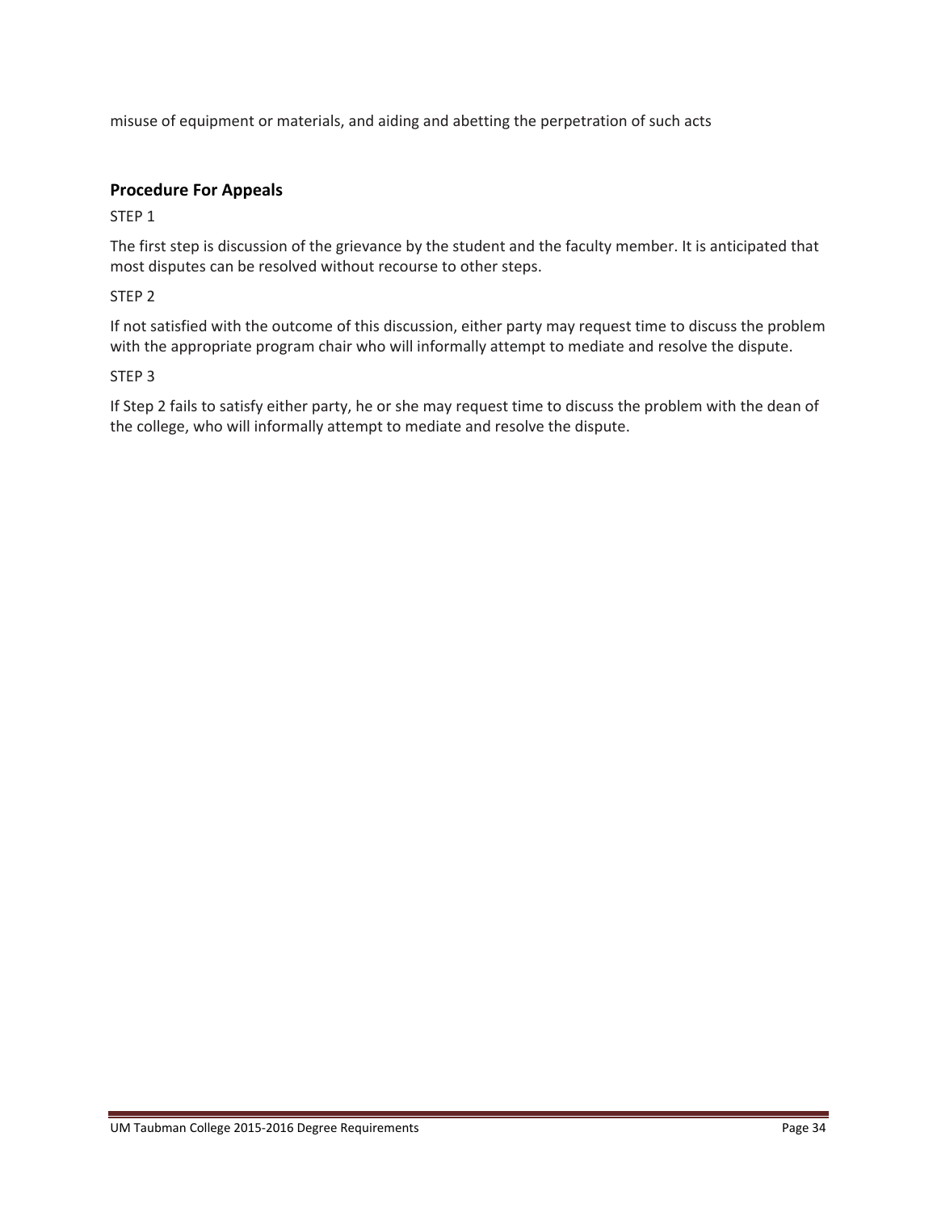misuse of equipment or materials, and aiding and abetting the perpetration of such acts

## Procedure For Appeals

STEP 1

The first step is discussion of the grievance by the student and the faculty member. It is anticipated that most disputes can be resolved without recourse to other steps.

STEP 2

If not satisfied with the outcome of this discussion, either party may request time to discuss the problem with the appropriate program chair who will informally attempt to mediate and resolve the dispute.

STEP 3

If Step 2 fails to satisfy either party, he or she may request time to discuss the problem with the dean of the college, who will informally attempt to mediate and resolve the dispute.